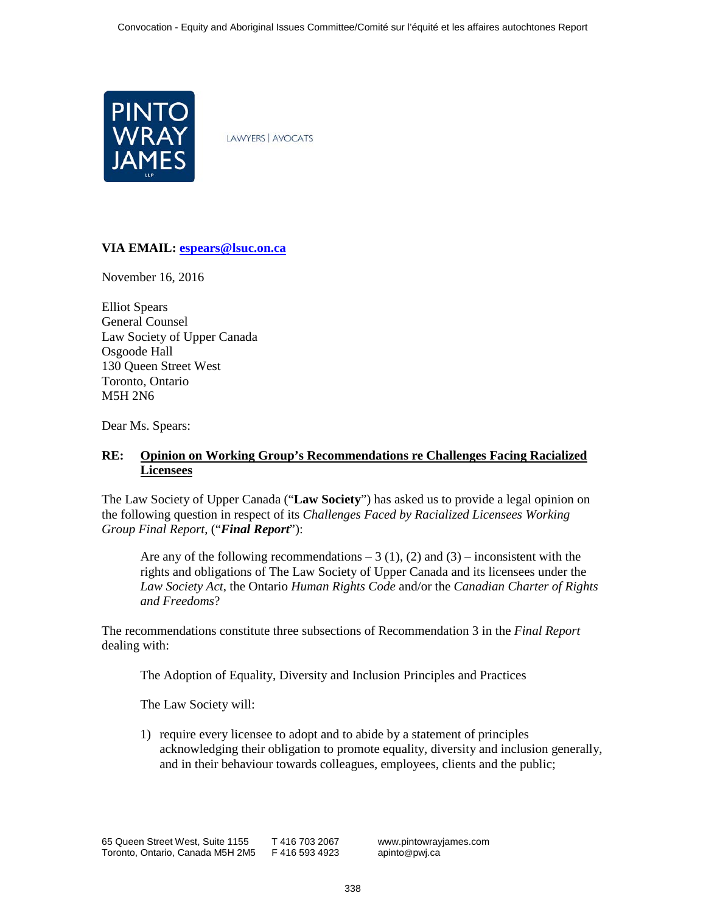PINTO WRAY JAMES LLP

LAWYERS | AVOCATS

**VIA EMAIL: espears@lsuc.on.ca**

November 16, 2016

Elliot Spears
General Counsel
Law Society of Upper Canada
Osgoode Hall
130 Queen Street West
Toronto, Ontario
M5H 2N6

Dear Ms. Spears:

**RE: Opinion on Working Group's Recommendations re Challenges Facing Racialized Licensees**

The Law Society of Upper Canada ("**Law Society**") has asked us to provide a legal opinion on the following question in respect of its *Challenges Faced by Racialized Licensees Working Group Final Report*, ("***Final Report***"):

> Are any of the following recommendations – 3 (1), (2) and (3) – inconsistent with the rights and obligations of The Law Society of Upper Canada and its licensees under the *Law Society Act*, the Ontario *Human Rights Code* and/or the *Canadian Charter of Rights and Freedoms*?

The recommendations constitute three subsections of Recommendation 3 in the *Final Report* dealing with:

> The Adoption of Equality, Diversity and Inclusion Principles and Practices
>
> The Law Society will:
>
> 1) require every licensee to adopt and to abide by a statement of principles acknowledging their obligation to promote equality, diversity and inclusion generally, and in their behaviour towards colleagues, employees, clients and the public;

65 Queen Street West, Suite 1155
Toronto, Ontario, Canada M5H 2M5

T 416 703 2067
F 416 593 4923

www.pintowrayjames.com
apinto@pwj.ca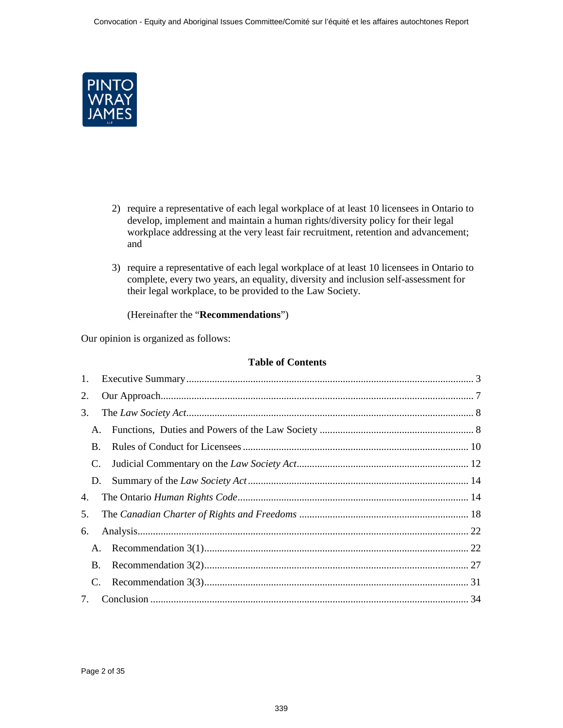2) require a representative of each legal workplace of at least 10 licensees in Ontario to develop, implement and maintain a human rights/diversity policy for their legal workplace addressing at the very least fair recruitment, retention and advancement; and

3) require a representative of each legal workplace of at least 10 licensees in Ontario to complete, every two years, an equality, diversity and inclusion self-assessment for their legal workplace, to be provided to the Law Society.

(Hereinafter the "**Recommendations**")

Our opinion is organized as follows:

**Table of Contents**

1. Executive Summary ..... 3
2. Our Approach ..... 7
3. The *Law Society Act* ..... 8
   - A. Functions, Duties and Powers of the Law Society ..... 8
   - B. Rules of Conduct for Licensees ..... 10
   - C. Judicial Commentary on the *Law Society Act* ..... 12
   - D. Summary of the *Law Society Act* ..... 14
4. The Ontario *Human Rights Code* ..... 14
5. The *Canadian Charter of Rights and Freedoms* ..... 18
6. Analysis ..... 22
   - A. Recommendation 3(1) ..... 22
   - B. Recommendation 3(2) ..... 27
   - C. Recommendation 3(3) ..... 31
7. Conclusion ..... 34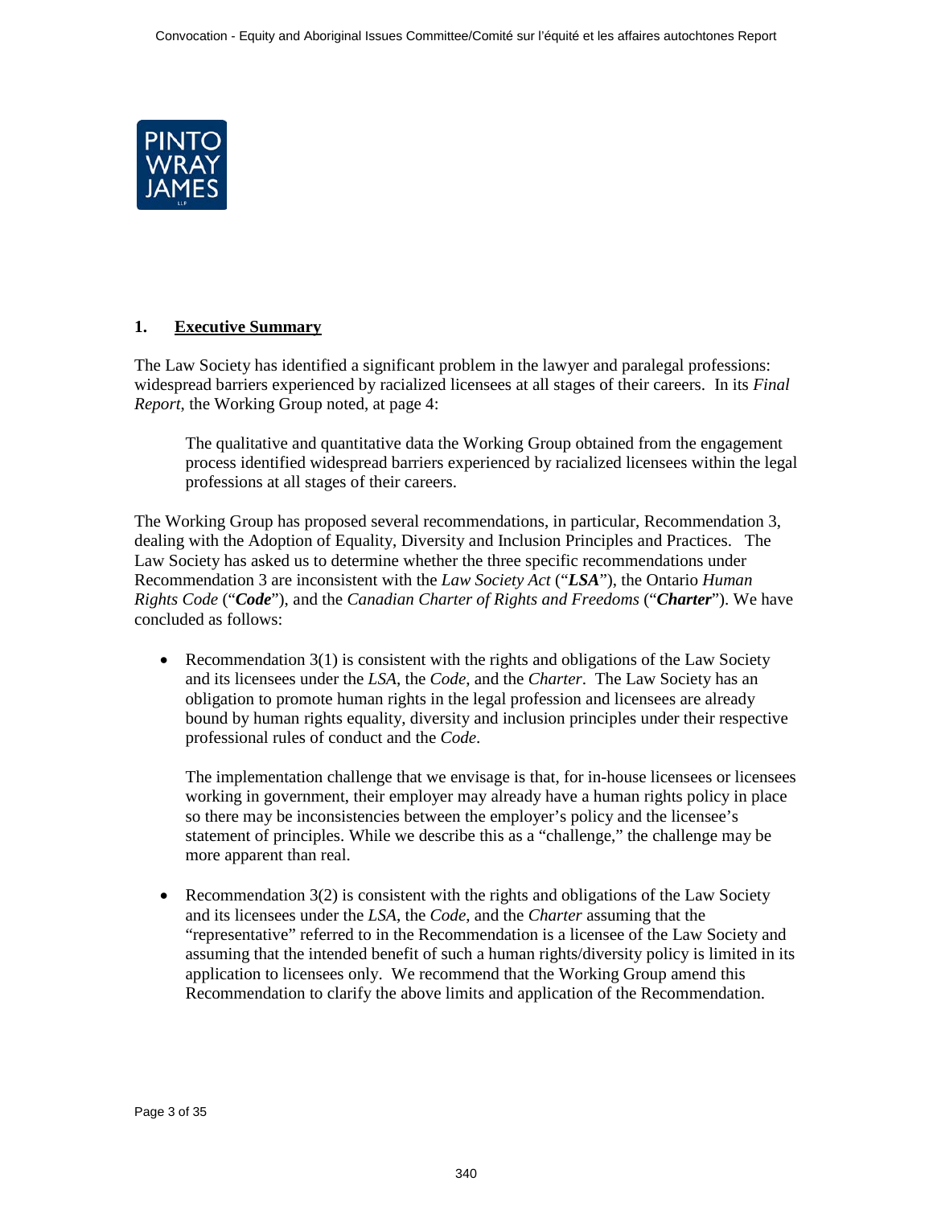## 1. Executive Summary

The Law Society has identified a significant problem in the lawyer and paralegal professions: widespread barriers experienced by racialized licensees at all stages of their careers. In its *Final Report*, the Working Group noted, at page 4:

> The qualitative and quantitative data the Working Group obtained from the engagement process identified widespread barriers experienced by racialized licensees within the legal professions at all stages of their careers.

The Working Group has proposed several recommendations, in particular, Recommendation 3, dealing with the Adoption of Equality, Diversity and Inclusion Principles and Practices. The Law Society has asked us to determine whether the three specific recommendations under Recommendation 3 are inconsistent with the *Law Society Act* ("***LSA***"), the Ontario *Human Rights Code* ("***Code***"), and the *Canadian Charter of Rights and Freedoms* ("***Charter***"). We have concluded as follows:

- Recommendation 3(1) is consistent with the rights and obligations of the Law Society and its licensees under the *LSA*, the *Code*, and the *Charter*. The Law Society has an obligation to promote human rights in the legal profession and licensees are already bound by human rights equality, diversity and inclusion principles under their respective professional rules of conduct and the *Code*.

  The implementation challenge that we envisage is that, for in-house licensees or licensees working in government, their employer may already have a human rights policy in place so there may be inconsistencies between the employer's policy and the licensee's statement of principles. While we describe this as a "challenge," the challenge may be more apparent than real.

- Recommendation 3(2) is consistent with the rights and obligations of the Law Society and its licensees under the *LSA*, the *Code*, and the *Charter* assuming that the "representative" referred to in the Recommendation is a licensee of the Law Society and assuming that the intended benefit of such a human rights/diversity policy is limited in its application to licensees only. We recommend that the Working Group amend this Recommendation to clarify the above limits and application of the Recommendation.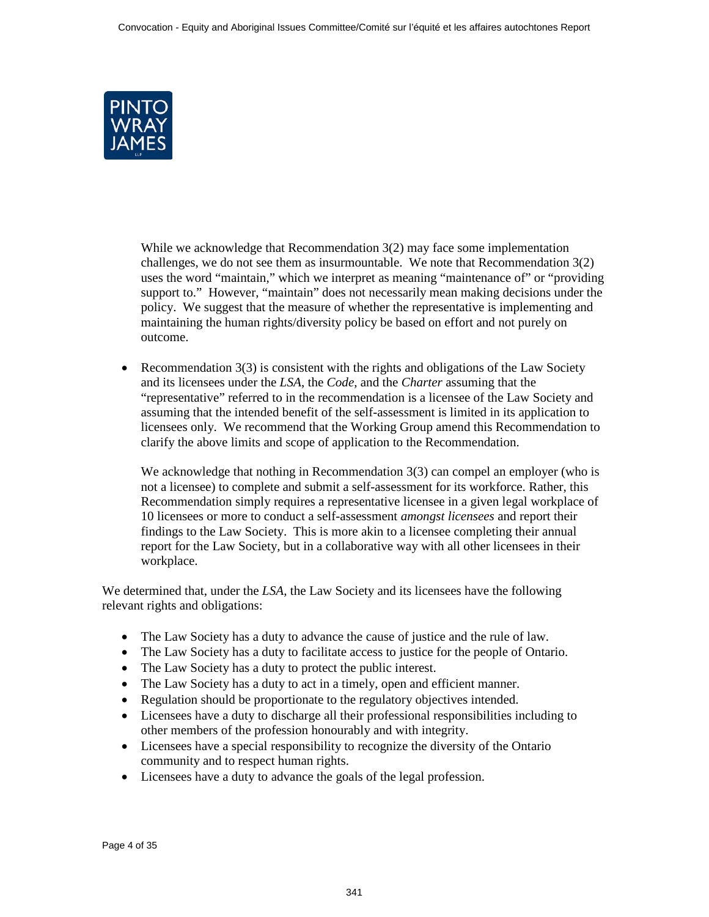While we acknowledge that Recommendation 3(2) may face some implementation challenges, we do not see them as insurmountable. We note that Recommendation 3(2) uses the word "maintain," which we interpret as meaning "maintenance of" or "providing support to." However, "maintain" does not necessarily mean making decisions under the policy. We suggest that the measure of whether the representative is implementing and maintaining the human rights/diversity policy be based on effort and not purely on outcome.

- Recommendation 3(3) is consistent with the rights and obligations of the Law Society and its licensees under the *LSA*, the *Code*, and the *Charter* assuming that the "representative" referred to in the recommendation is a licensee of the Law Society and assuming that the intended benefit of the self-assessment is limited in its application to licensees only. We recommend that the Working Group amend this Recommendation to clarify the above limits and scope of application to the Recommendation.

  We acknowledge that nothing in Recommendation 3(3) can compel an employer (who is not a licensee) to complete and submit a self-assessment for its workforce. Rather, this Recommendation simply requires a representative licensee in a given legal workplace of 10 licensees or more to conduct a self-assessment *amongst licensees* and report their findings to the Law Society. This is more akin to a licensee completing their annual report for the Law Society, but in a collaborative way with all other licensees in their workplace.

We determined that, under the *LSA*, the Law Society and its licensees have the following relevant rights and obligations:

- The Law Society has a duty to advance the cause of justice and the rule of law.
- The Law Society has a duty to facilitate access to justice for the people of Ontario.
- The Law Society has a duty to protect the public interest.
- The Law Society has a duty to act in a timely, open and efficient manner.
- Regulation should be proportionate to the regulatory objectives intended.
- Licensees have a duty to discharge all their professional responsibilities including to other members of the profession honourably and with integrity.
- Licensees have a special responsibility to recognize the diversity of the Ontario community and to respect human rights.
- Licensees have a duty to advance the goals of the legal profession.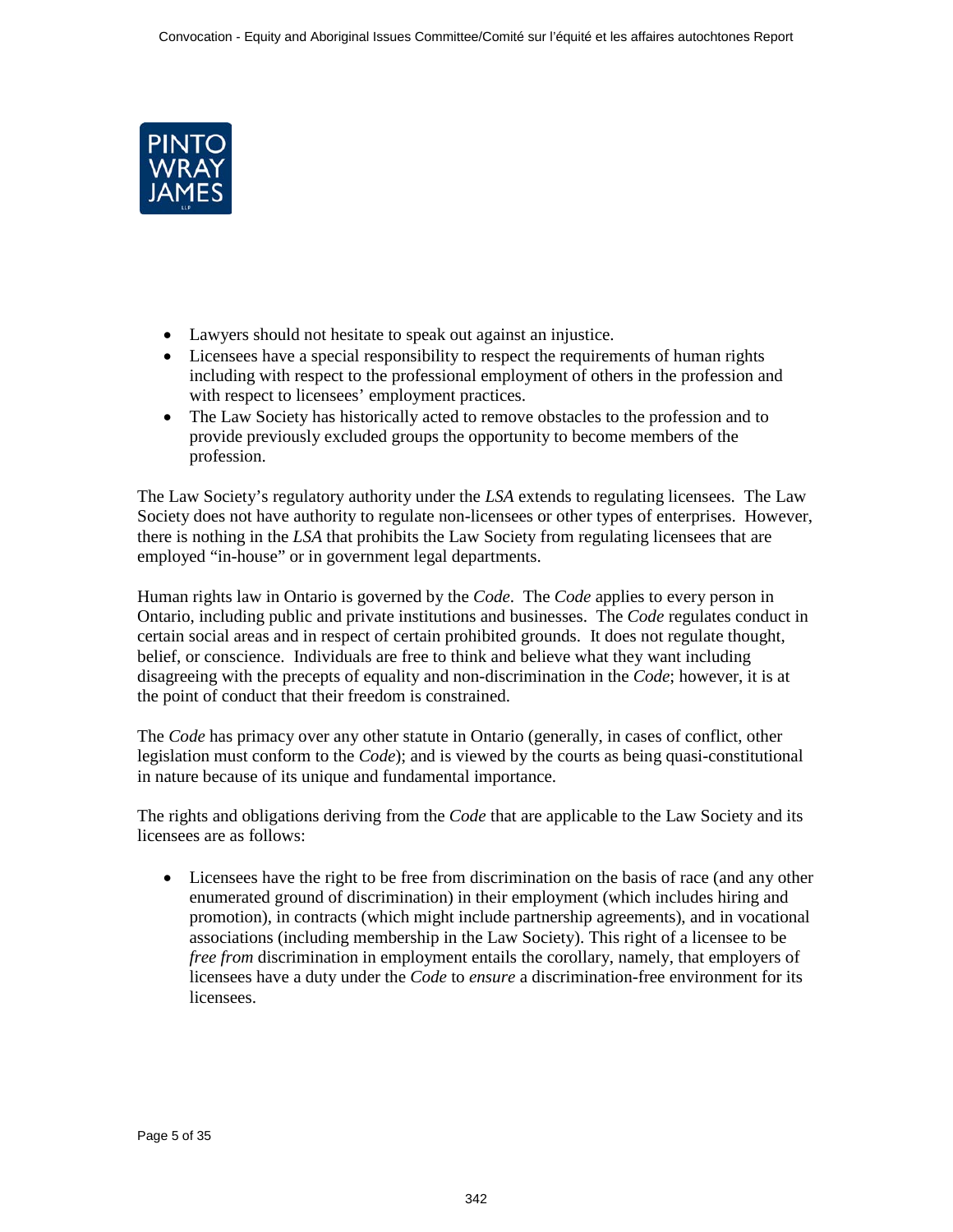- Lawyers should not hesitate to speak out against an injustice.
- Licensees have a special responsibility to respect the requirements of human rights including with respect to the professional employment of others in the profession and with respect to licensees' employment practices.
- The Law Society has historically acted to remove obstacles to the profession and to provide previously excluded groups the opportunity to become members of the profession.

The Law Society's regulatory authority under the *LSA* extends to regulating licensees. The Law Society does not have authority to regulate non-licensees or other types of enterprises. However, there is nothing in the *LSA* that prohibits the Law Society from regulating licensees that are employed "in-house" or in government legal departments.

Human rights law in Ontario is governed by the *Code*. The *Code* applies to every person in Ontario, including public and private institutions and businesses. The *Code* regulates conduct in certain social areas and in respect of certain prohibited grounds. It does not regulate thought, belief, or conscience. Individuals are free to think and believe what they want including disagreeing with the precepts of equality and non-discrimination in the *Code*; however, it is at the point of conduct that their freedom is constrained.

The *Code* has primacy over any other statute in Ontario (generally, in cases of conflict, other legislation must conform to the *Code*); and is viewed by the courts as being quasi-constitutional in nature because of its unique and fundamental importance.

The rights and obligations deriving from the *Code* that are applicable to the Law Society and its licensees are as follows:

- Licensees have the right to be free from discrimination on the basis of race (and any other enumerated ground of discrimination) in their employment (which includes hiring and promotion), in contracts (which might include partnership agreements), and in vocational associations (including membership in the Law Society). This right of a licensee to be *free from* discrimination in employment entails the corollary, namely, that employers of licensees have a duty under the *Code* to *ensure* a discrimination-free environment for its licensees.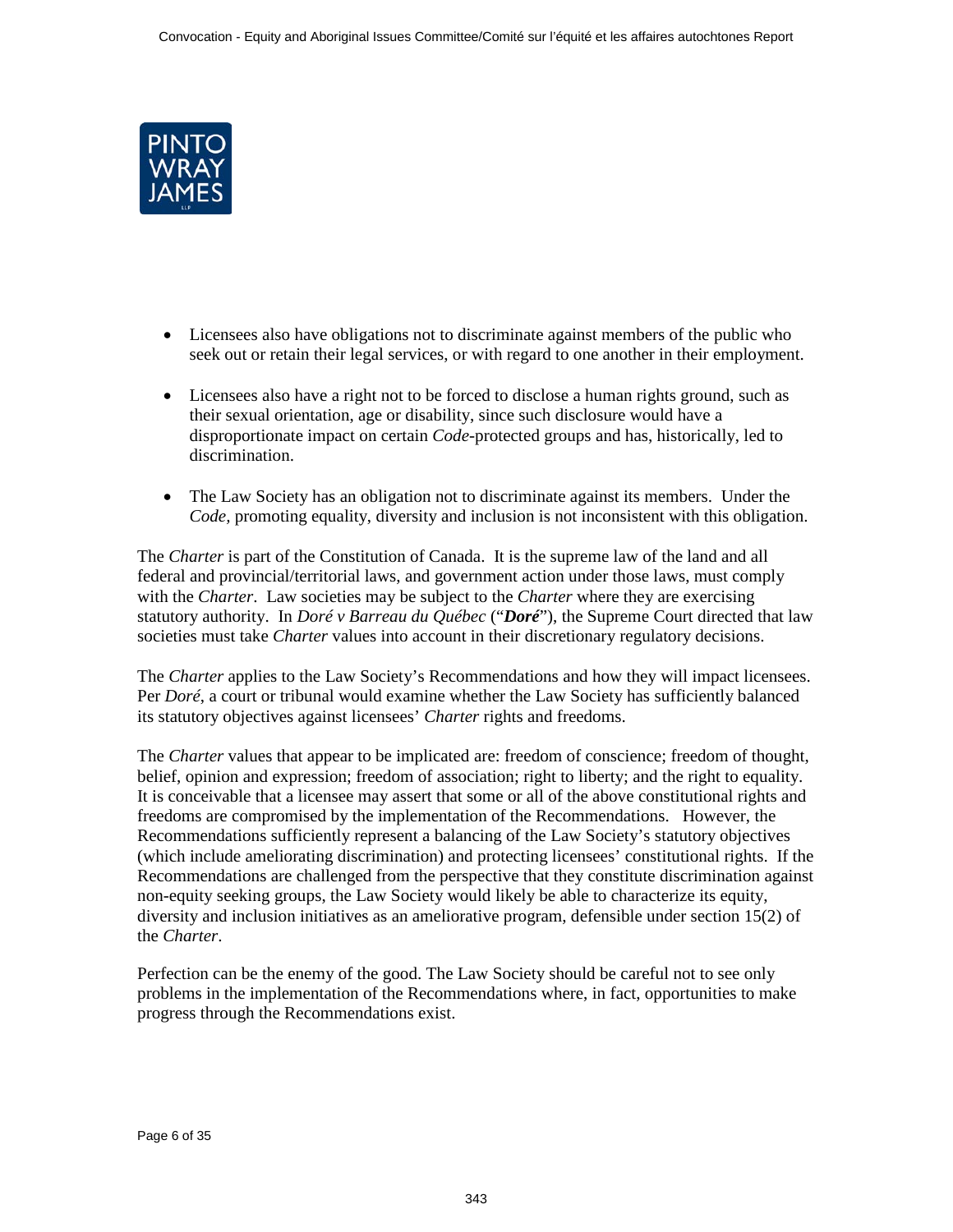- Licensees also have obligations not to discriminate against members of the public who seek out or retain their legal services, or with regard to one another in their employment.

- Licensees also have a right not to be forced to disclose a human rights ground, such as their sexual orientation, age or disability, since such disclosure would have a disproportionate impact on certain *Code*-protected groups and has, historically, led to discrimination.

- The Law Society has an obligation not to discriminate against its members. Under the *Code*, promoting equality, diversity and inclusion is not inconsistent with this obligation.

The *Charter* is part of the Constitution of Canada. It is the supreme law of the land and all federal and provincial/territorial laws, and government action under those laws, must comply with the *Charter*. Law societies may be subject to the *Charter* where they are exercising statutory authority. In *Doré v Barreau du Québec* ("***Doré***"), the Supreme Court directed that law societies must take *Charter* values into account in their discretionary regulatory decisions.

The *Charter* applies to the Law Society's Recommendations and how they will impact licensees. Per *Doré*, a court or tribunal would examine whether the Law Society has sufficiently balanced its statutory objectives against licensees' *Charter* rights and freedoms.

The *Charter* values that appear to be implicated are: freedom of conscience; freedom of thought, belief, opinion and expression; freedom of association; right to liberty; and the right to equality. It is conceivable that a licensee may assert that some or all of the above constitutional rights and freedoms are compromised by the implementation of the Recommendations. However, the Recommendations sufficiently represent a balancing of the Law Society's statutory objectives (which include ameliorating discrimination) and protecting licensees' constitutional rights. If the Recommendations are challenged from the perspective that they constitute discrimination against non-equity seeking groups, the Law Society would likely be able to characterize its equity, diversity and inclusion initiatives as an ameliorative program, defensible under section 15(2) of the *Charter*.

Perfection can be the enemy of the good. The Law Society should be careful not to see only problems in the implementation of the Recommendations where, in fact, opportunities to make progress through the Recommendations exist.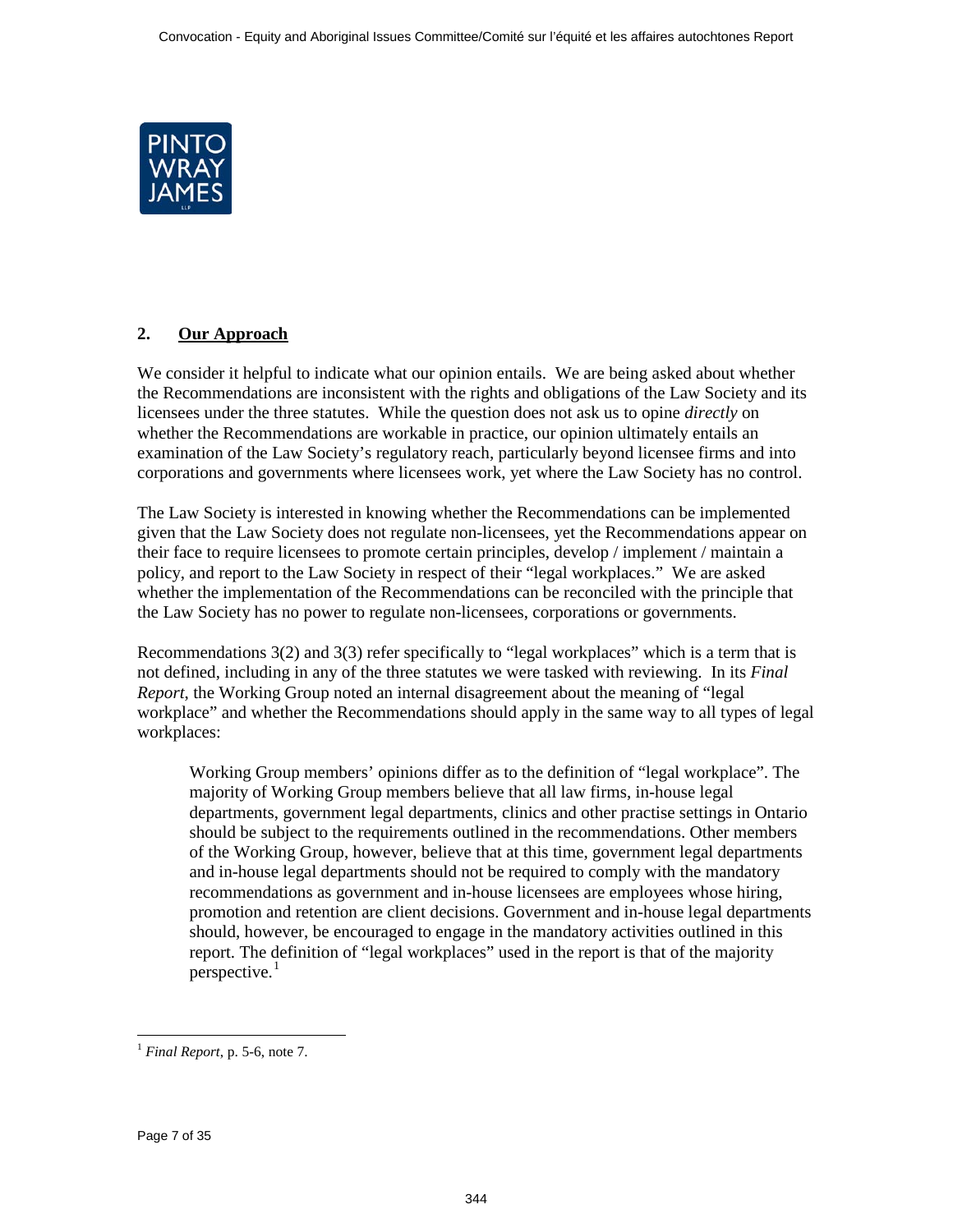## 2. Our Approach

We consider it helpful to indicate what our opinion entails. We are being asked about whether the Recommendations are inconsistent with the rights and obligations of the Law Society and its licensees under the three statutes. While the question does not ask us to opine *directly* on whether the Recommendations are workable in practice, our opinion ultimately entails an examination of the Law Society's regulatory reach, particularly beyond licensee firms and into corporations and governments where licensees work, yet where the Law Society has no control.

The Law Society is interested in knowing whether the Recommendations can be implemented given that the Law Society does not regulate non-licensees, yet the Recommendations appear on their face to require licensees to promote certain principles, develop / implement / maintain a policy, and report to the Law Society in respect of their "legal workplaces." We are asked whether the implementation of the Recommendations can be reconciled with the principle that the Law Society has no power to regulate non-licensees, corporations or governments.

Recommendations 3(2) and 3(3) refer specifically to "legal workplaces" which is a term that is not defined, including in any of the three statutes we were tasked with reviewing. In its *Final Report*, the Working Group noted an internal disagreement about the meaning of "legal workplace" and whether the Recommendations should apply in the same way to all types of legal workplaces:

> Working Group members' opinions differ as to the definition of "legal workplace". The majority of Working Group members believe that all law firms, in-house legal departments, government legal departments, clinics and other practise settings in Ontario should be subject to the requirements outlined in the recommendations. Other members of the Working Group, however, believe that at this time, government legal departments and in-house legal departments should not be required to comply with the mandatory recommendations as government and in-house licensees are employees whose hiring, promotion and retention are client decisions. Government and in-house legal departments should, however, be encouraged to engage in the mandatory activities outlined in this report. The definition of "legal workplaces" used in the report is that of the majority perspective.[1]

---

[1] *Final Report*, p. 5-6, note 7.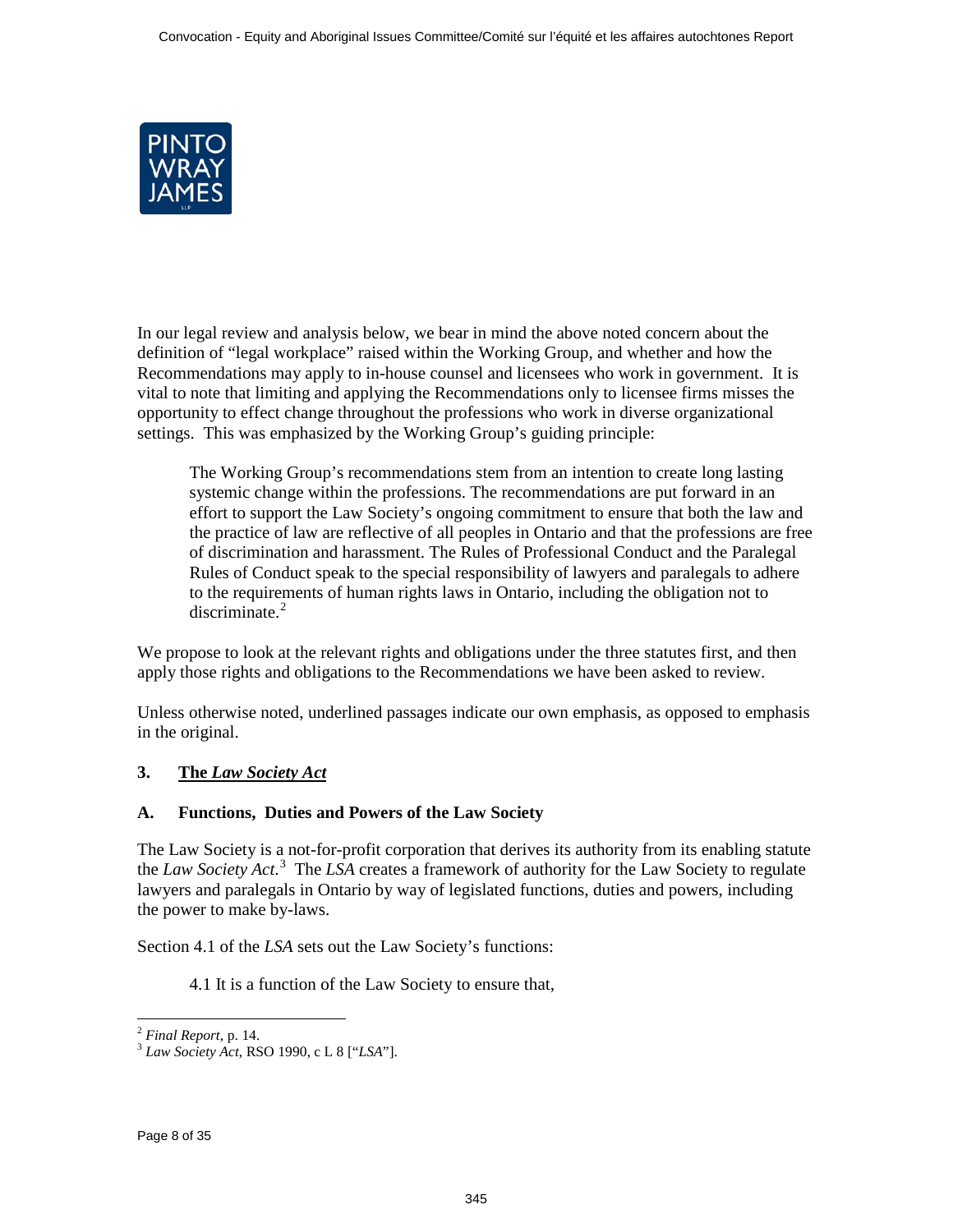In our legal review and analysis below, we bear in mind the above noted concern about the definition of "legal workplace" raised within the Working Group, and whether and how the Recommendations may apply to in-house counsel and licensees who work in government. It is vital to note that limiting and applying the Recommendations only to licensee firms misses the opportunity to effect change throughout the professions who work in diverse organizational settings. This was emphasized by the Working Group's guiding principle:

> The Working Group's recommendations stem from an intention to create long lasting systemic change within the professions. The recommendations are put forward in an effort to support the Law Society's ongoing commitment to ensure that both the law and the practice of law are reflective of all peoples in Ontario and that the professions are free of discrimination and harassment. The Rules of Professional Conduct and the Paralegal Rules of Conduct speak to the special responsibility of lawyers and paralegals to adhere to the requirements of human rights laws in Ontario, including the obligation not to discriminate.[2]

We propose to look at the relevant rights and obligations under the three statutes first, and then apply those rights and obligations to the Recommendations we have been asked to review.

Unless otherwise noted, underlined passages indicate our own emphasis, as opposed to emphasis in the original.

## 3. The *Law Society Act*

### A. Functions, Duties and Powers of the Law Society

The Law Society is a not-for-profit corporation that derives its authority from its enabling statute the *Law Society Act*.[3] The *LSA* creates a framework of authority for the Law Society to regulate lawyers and paralegals in Ontario by way of legislated functions, duties and powers, including the power to make by-laws.

Section 4.1 of the *LSA* sets out the Law Society's functions:

> 4.1 It is a function of the Law Society to ensure that,

---

[2] *Final Report*, p. 14.

[3] *Law Society Act*, RSO 1990, c L 8 ["*LSA*"].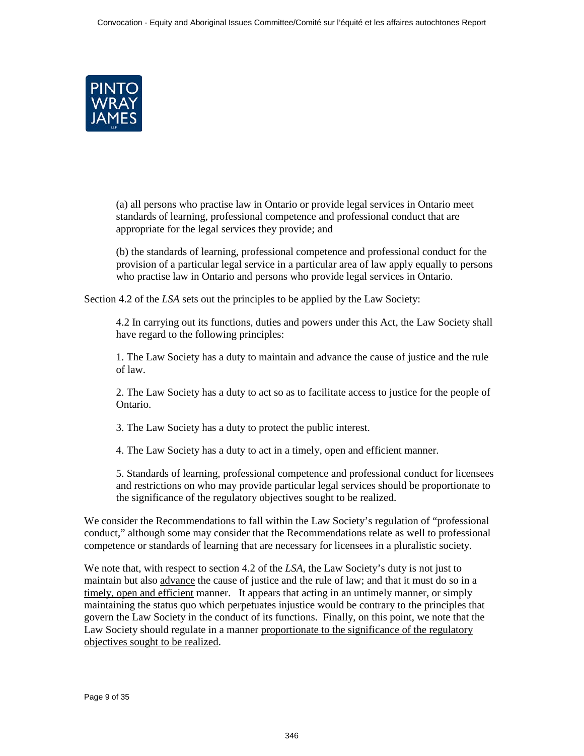(a) all persons who practise law in Ontario or provide legal services in Ontario meet standards of learning, professional competence and professional conduct that are appropriate for the legal services they provide; and

(b) the standards of learning, professional competence and professional conduct for the provision of a particular legal service in a particular area of law apply equally to persons who practise law in Ontario and persons who provide legal services in Ontario.

Section 4.2 of the *LSA* sets out the principles to be applied by the Law Society:

> 4.2 In carrying out its functions, duties and powers under this Act, the Law Society shall have regard to the following principles:
>
> 1. The Law Society has a duty to maintain and advance the cause of justice and the rule of law.
>
> 2. The Law Society has a duty to act so as to facilitate access to justice for the people of Ontario.
>
> 3. The Law Society has a duty to protect the public interest.
>
> 4. The Law Society has a duty to act in a timely, open and efficient manner.
>
> 5. Standards of learning, professional competence and professional conduct for licensees and restrictions on who may provide particular legal services should be proportionate to the significance of the regulatory objectives sought to be realized.

We consider the Recommendations to fall within the Law Society's regulation of "professional conduct," although some may consider that the Recommendations relate as well to professional competence or standards of learning that are necessary for licensees in a pluralistic society.

We note that, with respect to section 4.2 of the *LSA*, the Law Society's duty is not just to maintain but also <u>advance</u> the cause of justice and the rule of law; and that it must do so in a <u>timely, open and efficient</u> manner. It appears that acting in an untimely manner, or simply maintaining the status quo which perpetuates injustice would be contrary to the principles that govern the Law Society in the conduct of its functions. Finally, on this point, we note that the Law Society should regulate in a manner <u>proportionate to the significance of the regulatory objectives sought to be realized</u>.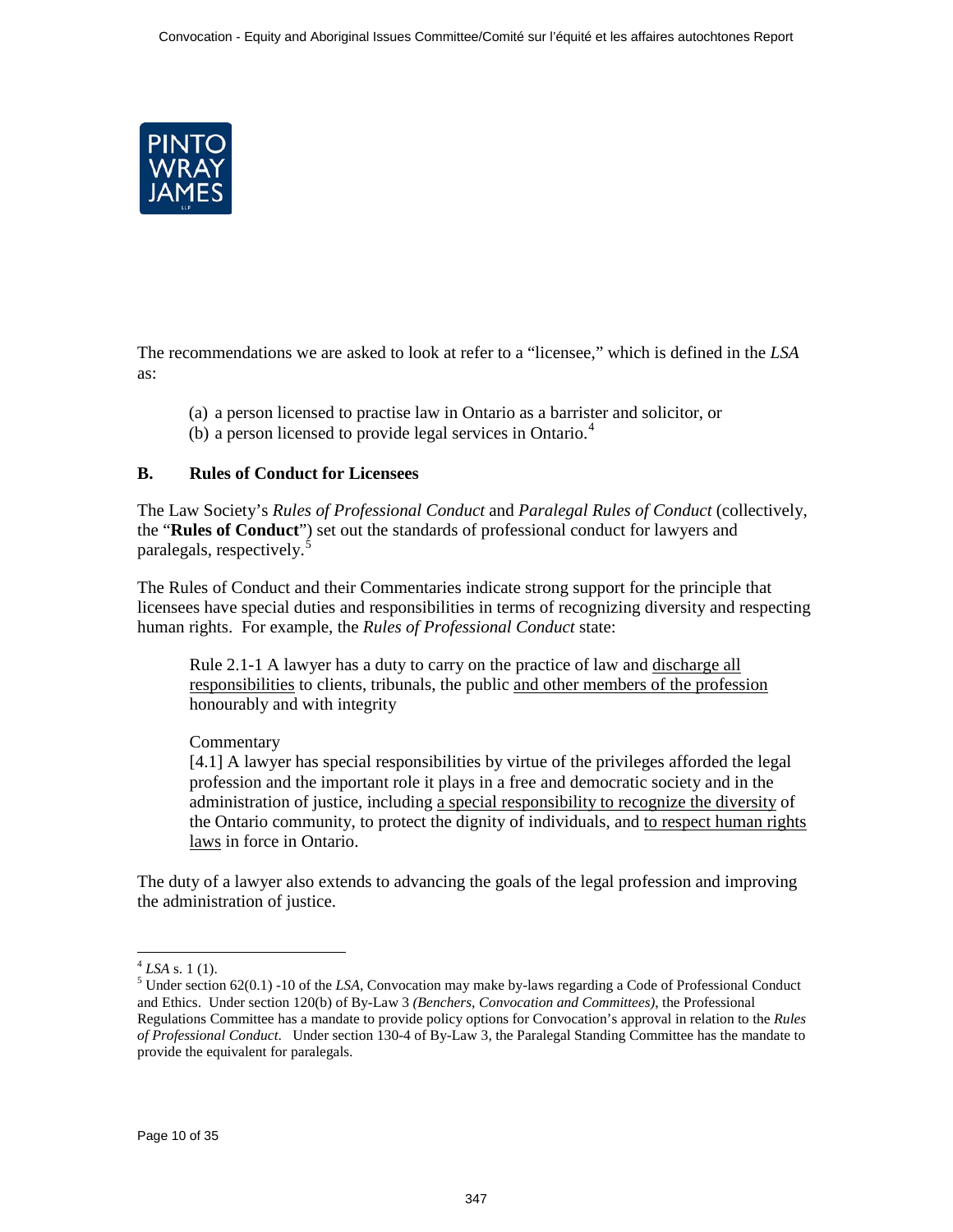The recommendations we are asked to look at refer to a "licensee," which is defined in the *LSA* as:

(a) a person licensed to practise law in Ontario as a barrister and solicitor, or
(b) a person licensed to provide legal services in Ontario.[4]

## B. Rules of Conduct for Licensees

The Law Society's *Rules of Professional Conduct* and *Paralegal Rules of Conduct* (collectively, the "**Rules of Conduct**") set out the standards of professional conduct for lawyers and paralegals, respectively.[5]

The Rules of Conduct and their Commentaries indicate strong support for the principle that licensees have special duties and responsibilities in terms of recognizing diversity and respecting human rights. For example, the *Rules of Professional Conduct* state:

> Rule 2.1-1 A lawyer has a duty to carry on the practice of law and <u>discharge all responsibilities</u> to clients, tribunals, the public <u>and other members of the profession</u> honourably and with integrity
>
> Commentary
> [4.1] A lawyer has special responsibilities by virtue of the privileges afforded the legal profession and the important role it plays in a free and democratic society and in the administration of justice, including <u>a special responsibility to recognize the diversity</u> of the Ontario community, to protect the dignity of individuals, and <u>to respect human rights laws</u> in force in Ontario.

The duty of a lawyer also extends to advancing the goals of the legal profession and improving the administration of justice.

---

[4] *LSA* s. 1 (1).

[5] Under section 62(0.1) -10 of the *LSA*, Convocation may make by-laws regarding a Code of Professional Conduct and Ethics. Under section 120(b) of By-Law 3 *(Benchers, Convocation and Committees)*, the Professional Regulations Committee has a mandate to provide policy options for Convocation's approval in relation to the *Rules of Professional Conduct.* Under section 130-4 of By-Law 3, the Paralegal Standing Committee has the mandate to provide the equivalent for paralegals.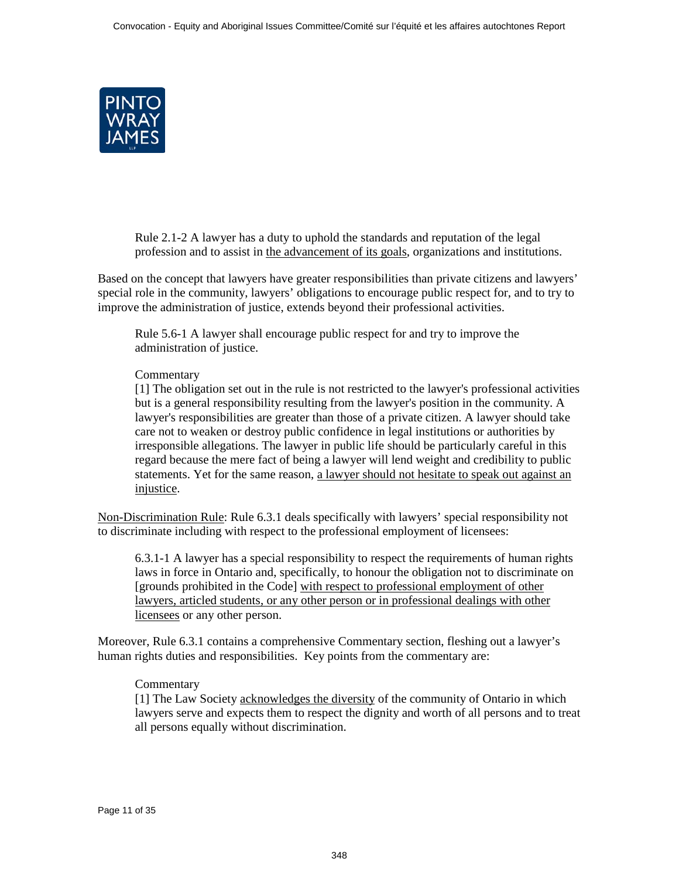> Rule 2.1-2 A lawyer has a duty to uphold the standards and reputation of the legal profession and to assist in <u>the advancement of its goals</u>, organizations and institutions.

Based on the concept that lawyers have greater responsibilities than private citizens and lawyers' special role in the community, lawyers' obligations to encourage public respect for, and to try to improve the administration of justice, extends beyond their professional activities.

> Rule 5.6-1 A lawyer shall encourage public respect for and try to improve the administration of justice.
>
> Commentary
>
> [1] The obligation set out in the rule is not restricted to the lawyer's professional activities but is a general responsibility resulting from the lawyer's position in the community. A lawyer's responsibilities are greater than those of a private citizen. A lawyer should take care not to weaken or destroy public confidence in legal institutions or authorities by irresponsible allegations. The lawyer in public life should be particularly careful in this regard because the mere fact of being a lawyer will lend weight and credibility to public statements. Yet for the same reason, <u>a lawyer should not hesitate to speak out against an injustice</u>.

<u>Non-Discrimination Rule</u>: Rule 6.3.1 deals specifically with lawyers' special responsibility not to discriminate including with respect to the professional employment of licensees:

> 6.3.1-1 A lawyer has a special responsibility to respect the requirements of human rights laws in force in Ontario and, specifically, to honour the obligation not to discriminate on [grounds prohibited in the Code] <u>with respect to professional employment of other lawyers, articled students, or any other person or in professional dealings with other licensees</u> or any other person.

Moreover, Rule 6.3.1 contains a comprehensive Commentary section, fleshing out a lawyer's human rights duties and responsibilities. Key points from the commentary are:

> Commentary
>
> [1] The Law Society <u>acknowledges the diversity</u> of the community of Ontario in which lawyers serve and expects them to respect the dignity and worth of all persons and to treat all persons equally without discrimination.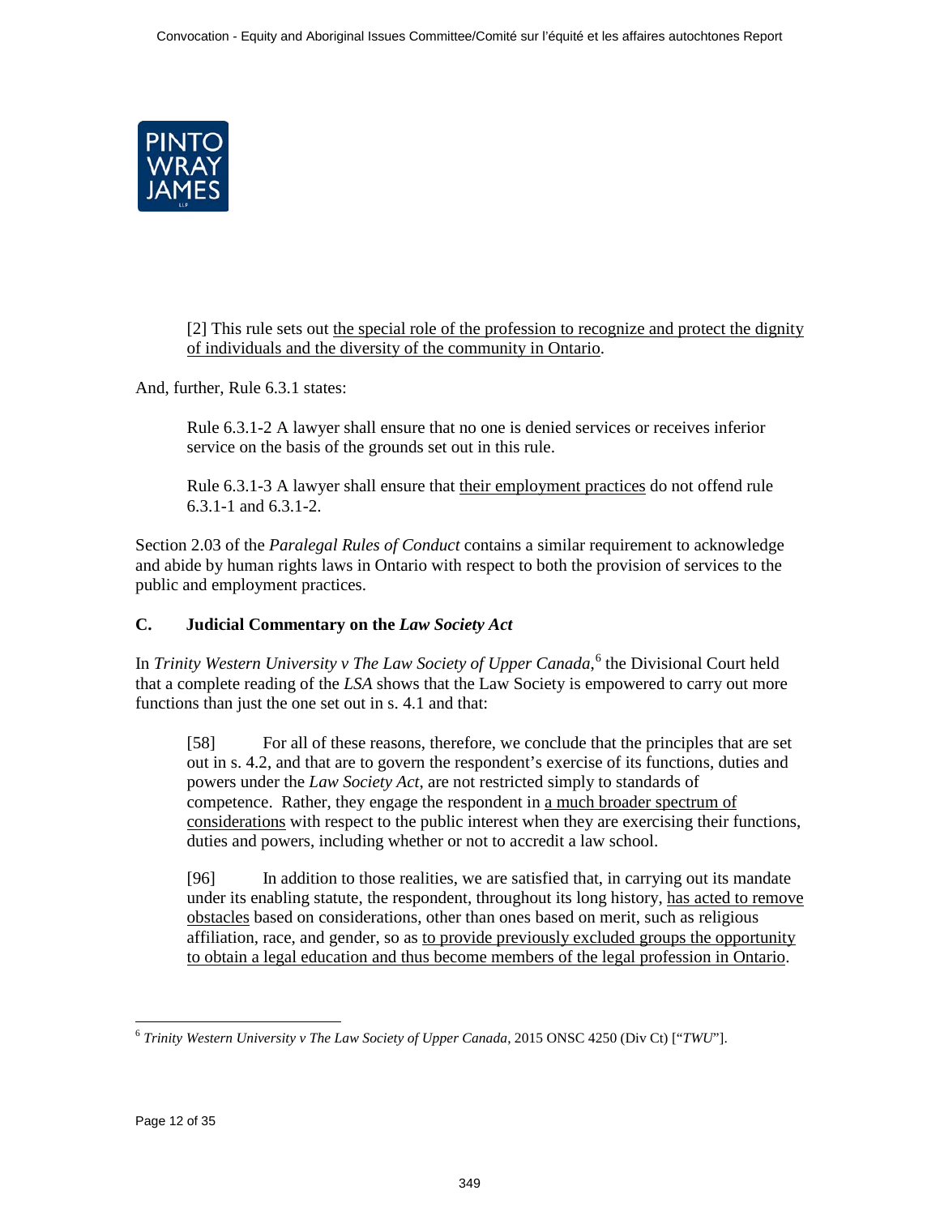> [2] This rule sets out <u>the special role of the profession to recognize and protect the dignity of individuals and the diversity of the community in Ontario</u>.

And, further, Rule 6.3.1 states:

> Rule 6.3.1-2 A lawyer shall ensure that no one is denied services or receives inferior service on the basis of the grounds set out in this rule.
>
> Rule 6.3.1-3 A lawyer shall ensure that <u>their employment practices</u> do not offend rule 6.3.1-1 and 6.3.1-2.

Section 2.03 of the *Paralegal Rules of Conduct* contains a similar requirement to acknowledge and abide by human rights laws in Ontario with respect to both the provision of services to the public and employment practices.

### C. Judicial Commentary on the *Law Society Act*

In *Trinity Western University v The Law Society of Upper Canada*,[6] the Divisional Court held that a complete reading of the *LSA* shows that the Law Society is empowered to carry out more functions than just the one set out in s. 4.1 and that:

> [58] For all of these reasons, therefore, we conclude that the principles that are set out in s. 4.2, and that are to govern the respondent's exercise of its functions, duties and powers under the *Law Society Act*, are not restricted simply to standards of competence. Rather, they engage the respondent in <u>a much broader spectrum of considerations</u> with respect to the public interest when they are exercising their functions, duties and powers, including whether or not to accredit a law school.
>
> [96] In addition to those realities, we are satisfied that, in carrying out its mandate under its enabling statute, the respondent, throughout its long history, <u>has acted to remove obstacles</u> based on considerations, other than ones based on merit, such as religious affiliation, race, and gender, so as <u>to provide previously excluded groups the opportunity to obtain a legal education and thus become members of the legal profession in Ontario</u>.

---

[6] *Trinity Western University v The Law Society of Upper Canada*, 2015 ONSC 4250 (Div Ct) ["*TWU*"].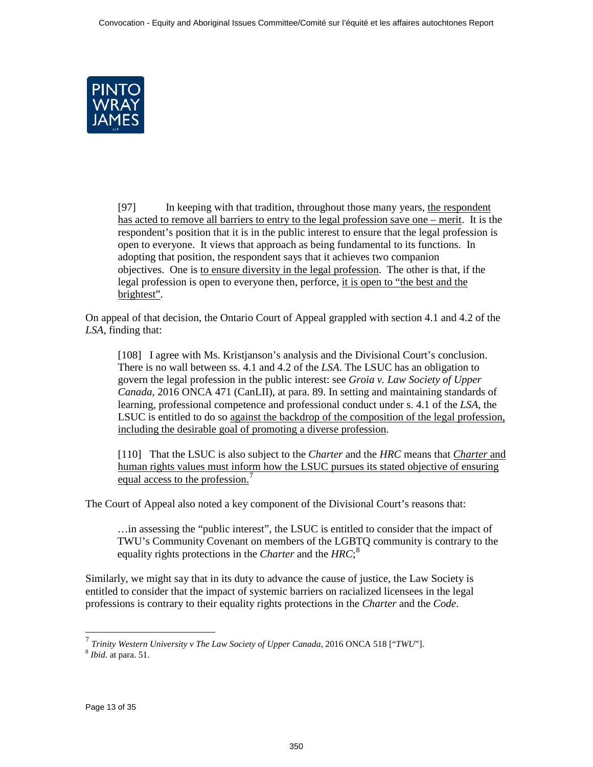> [97] In keeping with that tradition, throughout those many years, <u>the respondent has acted to remove all barriers to entry to the legal profession save one – merit</u>. It is the respondent's position that it is in the public interest to ensure that the legal profession is open to everyone. It views that approach as being fundamental to its functions. In adopting that position, the respondent says that it achieves two companion objectives. One is <u>to ensure diversity in the legal profession</u>. The other is that, if the legal profession is open to everyone then, perforce, <u>it is open to "the best and the brightest"</u>.

On appeal of that decision, the Ontario Court of Appeal grappled with section 4.1 and 4.2 of the *LSA*, finding that:

> [108] I agree with Ms. Kristjanson's analysis and the Divisional Court's conclusion. There is no wall between ss. 4.1 and 4.2 of the *LSA*. The LSUC has an obligation to govern the legal profession in the public interest: see *Groia v. Law Society of Upper Canada*, 2016 ONCA 471 (CanLII), at para. 89. In setting and maintaining standards of learning, professional competence and professional conduct under s. 4.1 of the *LSA*, the LSUC is entitled to do so <u>against the backdrop of the composition of the legal profession, including the desirable goal of promoting a diverse profession</u>.
>
> [110] That the LSUC is also subject to the *Charter* and the *HRC* means that <u>*Charter* and human rights values must inform how the LSUC pursues its stated objective of ensuring equal access to the profession.</u>[7]

The Court of Appeal also noted a key component of the Divisional Court's reasons that:

> …in assessing the "public interest", the LSUC is entitled to consider that the impact of TWU's Community Covenant on members of the LGBTQ community is contrary to the equality rights protections in the *Charter* and the *HRC*;[8]

Similarly, we might say that in its duty to advance the cause of justice, the Law Society is entitled to consider that the impact of systemic barriers on racialized licensees in the legal professions is contrary to their equality rights protections in the *Charter* and the *Code*.

---

[7] *Trinity Western University v The Law Society of Upper Canada*, 2016 ONCA 518 ["*TWU*"].

[8] *Ibid.* at para. 51.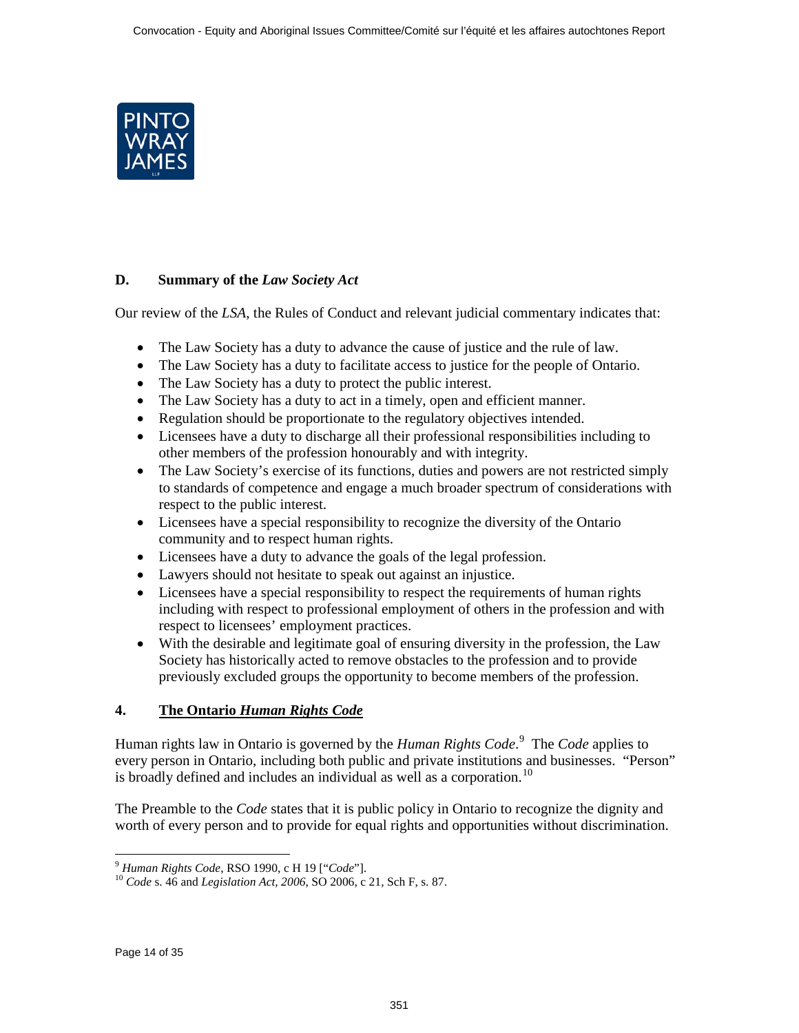### D. Summary of the *Law Society Act*

Our review of the *LSA*, the Rules of Conduct and relevant judicial commentary indicates that:

- The Law Society has a duty to advance the cause of justice and the rule of law.
- The Law Society has a duty to facilitate access to justice for the people of Ontario.
- The Law Society has a duty to protect the public interest.
- The Law Society has a duty to act in a timely, open and efficient manner.
- Regulation should be proportionate to the regulatory objectives intended.
- Licensees have a duty to discharge all their professional responsibilities including to other members of the profession honourably and with integrity.
- The Law Society's exercise of its functions, duties and powers are not restricted simply to standards of competence and engage a much broader spectrum of considerations with respect to the public interest.
- Licensees have a special responsibility to recognize the diversity of the Ontario community and to respect human rights.
- Licensees have a duty to advance the goals of the legal profession.
- Lawyers should not hesitate to speak out against an injustice.
- Licensees have a special responsibility to respect the requirements of human rights including with respect to professional employment of others in the profession and with respect to licensees' employment practices.
- With the desirable and legitimate goal of ensuring diversity in the profession, the Law Society has historically acted to remove obstacles to the profession and to provide previously excluded groups the opportunity to become members of the profession.

## 4. The Ontario *Human Rights Code*

Human rights law in Ontario is governed by the *Human Rights Code*.[9] The *Code* applies to every person in Ontario, including both public and private institutions and businesses. "Person" is broadly defined and includes an individual as well as a corporation.[10]

The Preamble to the *Code* states that it is public policy in Ontario to recognize the dignity and worth of every person and to provide for equal rights and opportunities without discrimination.

---

[9] *Human Rights Code*, RSO 1990, c H 19 ["*Code*"].

[10] *Code* s. 46 and *Legislation Act, 2006*, SO 2006, c 21, Sch F, s. 87.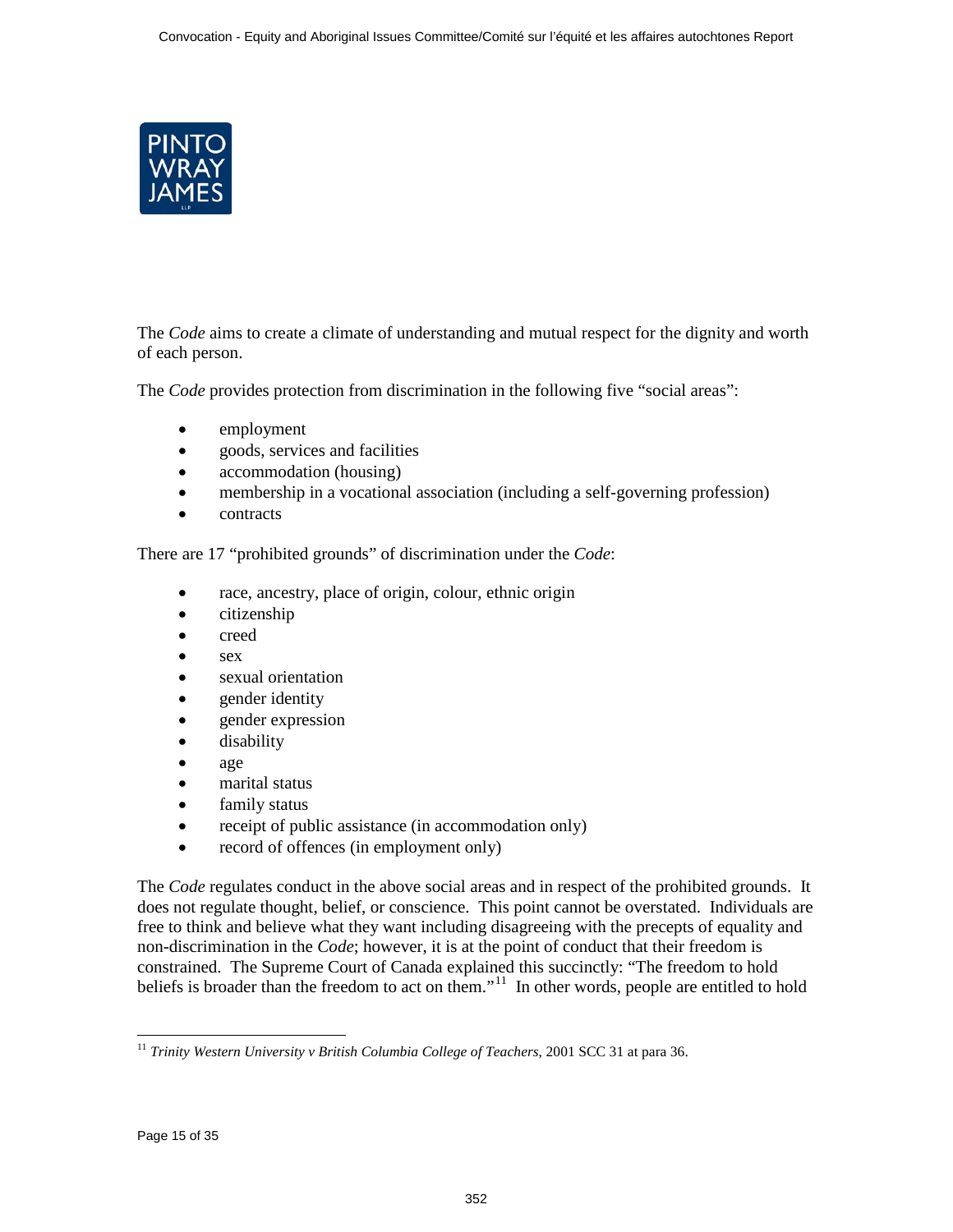The *Code* aims to create a climate of understanding and mutual respect for the dignity and worth of each person.

The *Code* provides protection from discrimination in the following five "social areas":

- employment
- goods, services and facilities
- accommodation (housing)
- membership in a vocational association (including a self-governing profession)
- contracts

There are 17 "prohibited grounds" of discrimination under the *Code*:

- race, ancestry, place of origin, colour, ethnic origin
- citizenship
- creed
- sex
- sexual orientation
- gender identity
- gender expression
- disability
- age
- marital status
- family status
- receipt of public assistance (in accommodation only)
- record of offences (in employment only)

The *Code* regulates conduct in the above social areas and in respect of the prohibited grounds. It does not regulate thought, belief, or conscience. This point cannot be overstated. Individuals are free to think and believe what they want including disagreeing with the precepts of equality and non-discrimination in the *Code*; however, it is at the point of conduct that their freedom is constrained. The Supreme Court of Canada explained this succinctly: "The freedom to hold beliefs is broader than the freedom to act on them."[11] In other words, people are entitled to hold

---

[11] *Trinity Western University v British Columbia College of Teachers*, 2001 SCC 31 at para 36.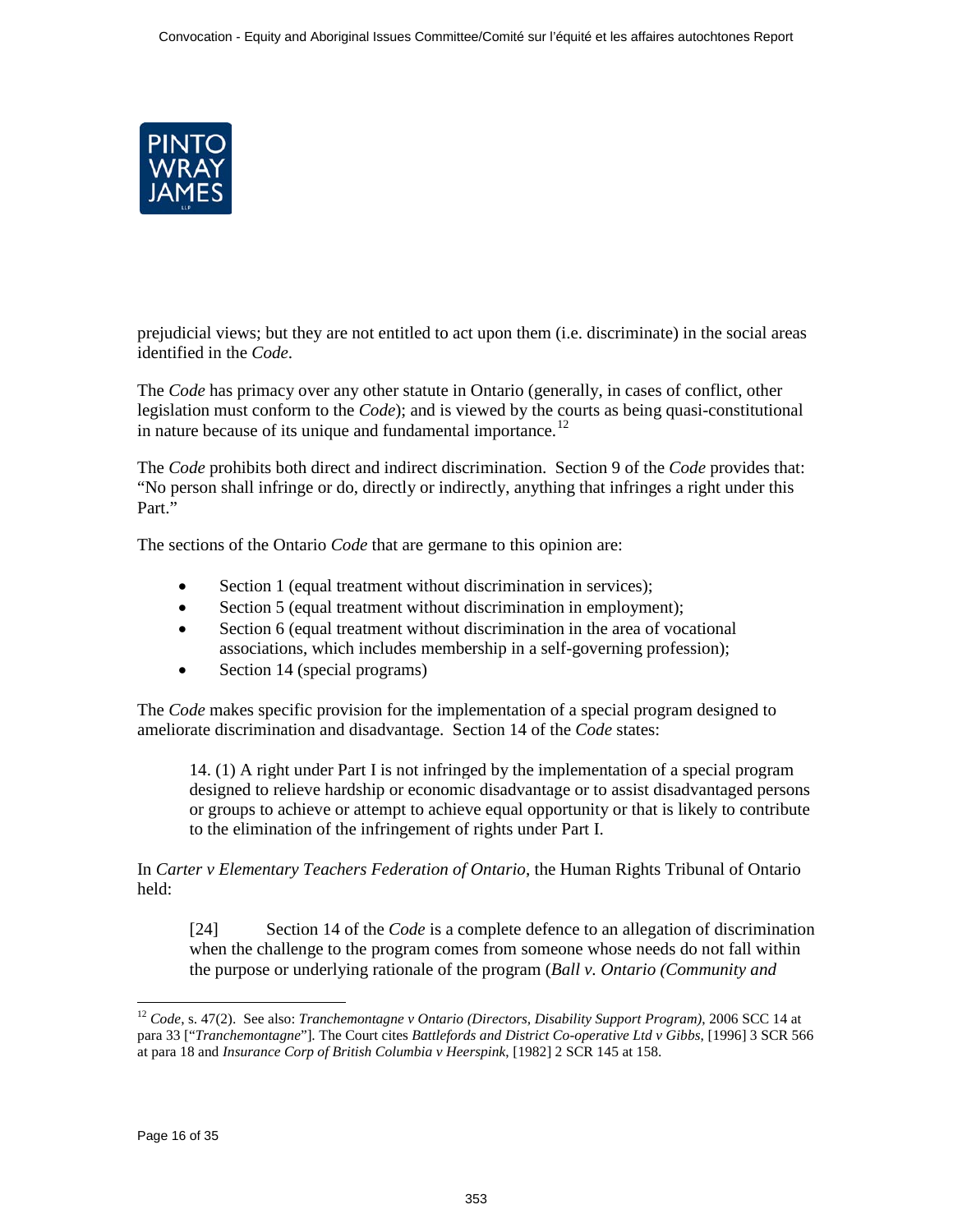prejudicial views; but they are not entitled to act upon them (i.e. discriminate) in the social areas identified in the *Code*.

The *Code* has primacy over any other statute in Ontario (generally, in cases of conflict, other legislation must conform to the *Code*); and is viewed by the courts as being quasi-constitutional in nature because of its unique and fundamental importance.[12]

The *Code* prohibits both direct and indirect discrimination. Section 9 of the *Code* provides that: "No person shall infringe or do, directly or indirectly, anything that infringes a right under this Part."

The sections of the Ontario *Code* that are germane to this opinion are:

- Section 1 (equal treatment without discrimination in services);
- Section 5 (equal treatment without discrimination in employment);
- Section 6 (equal treatment without discrimination in the area of vocational associations, which includes membership in a self-governing profession);
- Section 14 (special programs)

The *Code* makes specific provision for the implementation of a special program designed to ameliorate discrimination and disadvantage. Section 14 of the *Code* states:

> 14. (1) A right under Part I is not infringed by the implementation of a special program designed to relieve hardship or economic disadvantage or to assist disadvantaged persons or groups to achieve or attempt to achieve equal opportunity or that is likely to contribute to the elimination of the infringement of rights under Part I.

In *Carter v Elementary Teachers Federation of Ontario*, the Human Rights Tribunal of Ontario held:

> [24] Section 14 of the *Code* is a complete defence to an allegation of discrimination when the challenge to the program comes from someone whose needs do not fall within the purpose or underlying rationale of the program (*Ball v. Ontario (Community and*

---

[12] *Code*, s. 47(2). See also: *Tranchemontagne v Ontario (Directors, Disability Support Program)*, 2006 SCC 14 at para 33 ["*Tranchemontagne*"]. The Court cites *Battlefords and District Co-operative Ltd v Gibbs*, [1996] 3 SCR 566 at para 18 and *Insurance Corp of British Columbia v Heerspink*, [1982] 2 SCR 145 at 158.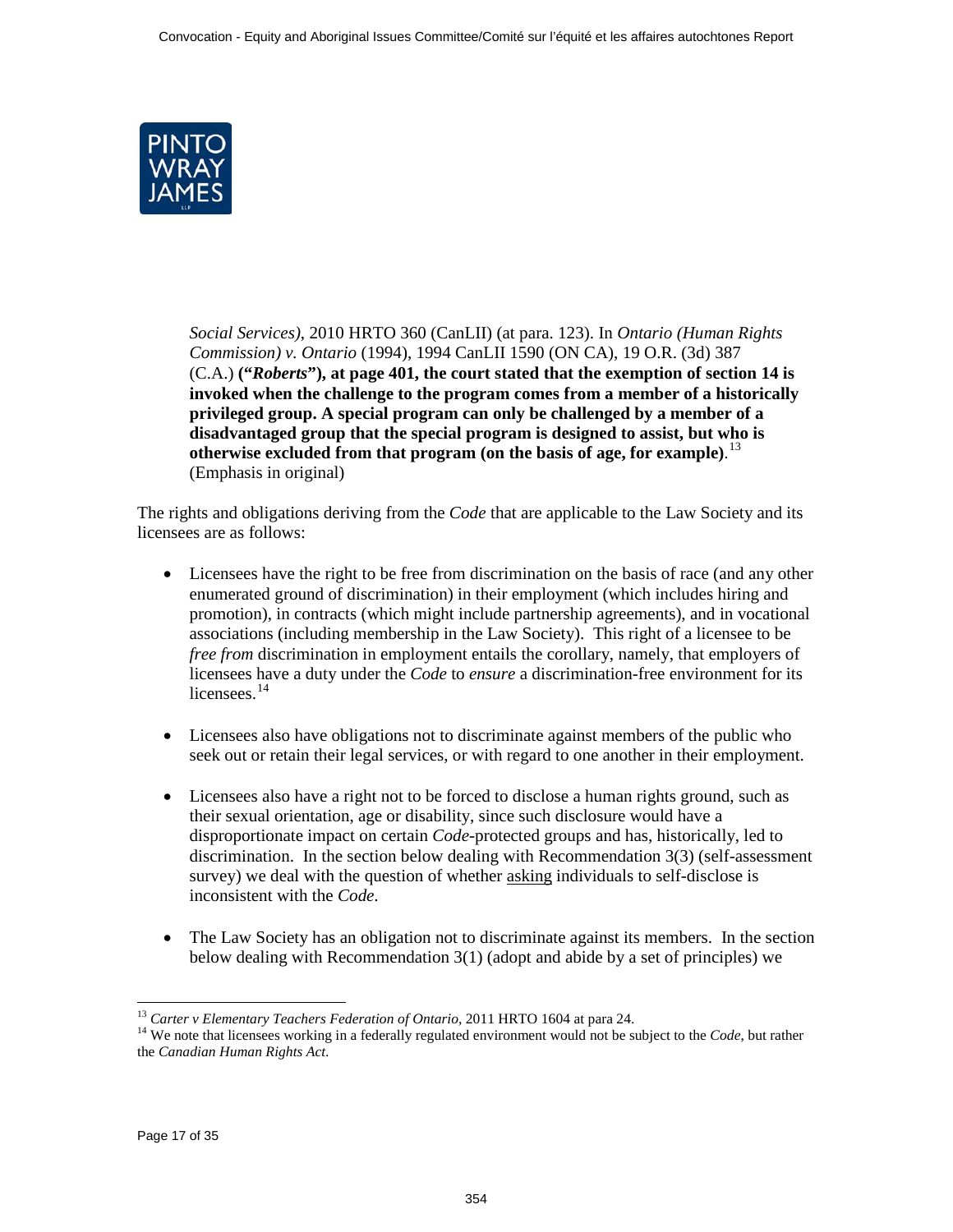*Social Services)*, 2010 HRTO 360 (CanLII) (at para. 123). In *Ontario (Human Rights Commission) v. Ontario* (1994), 1994 CanLII 1590 (ON CA), 19 O.R. (3d) 387 (C.A.) **("*Roberts*"), at page 401, the court stated that the exemption of section 14 is invoked when the challenge to the program comes from a member of a historically privileged group. A special program can only be challenged by a member of a disadvantaged group that the special program is designed to assist, but who is otherwise excluded from that program (on the basis of age, for example)**.[13] (Emphasis in original)

The rights and obligations deriving from the *Code* that are applicable to the Law Society and its licensees are as follows:

- Licensees have the right to be free from discrimination on the basis of race (and any other enumerated ground of discrimination) in their employment (which includes hiring and promotion), in contracts (which might include partnership agreements), and in vocational associations (including membership in the Law Society). This right of a licensee to be *free from* discrimination in employment entails the corollary, namely, that employers of licensees have a duty under the *Code* to *ensure* a discrimination-free environment for its licensees.[14]

- Licensees also have obligations not to discriminate against members of the public who seek out or retain their legal services, or with regard to one another in their employment.

- Licensees also have a right not to be forced to disclose a human rights ground, such as their sexual orientation, age or disability, since such disclosure would have a disproportionate impact on certain *Code*-protected groups and has, historically, led to discrimination. In the section below dealing with Recommendation 3(3) (self-assessment survey) we deal with the question of whether asking individuals to self-disclose is inconsistent with the *Code*.

- The Law Society has an obligation not to discriminate against its members. In the section below dealing with Recommendation 3(1) (adopt and abide by a set of principles) we

---

[13] *Carter v Elementary Teachers Federation of Ontario*, 2011 HRTO 1604 at para 24.

[14] We note that licensees working in a federally regulated environment would not be subject to the *Code*, but rather the *Canadian Human Rights Act*.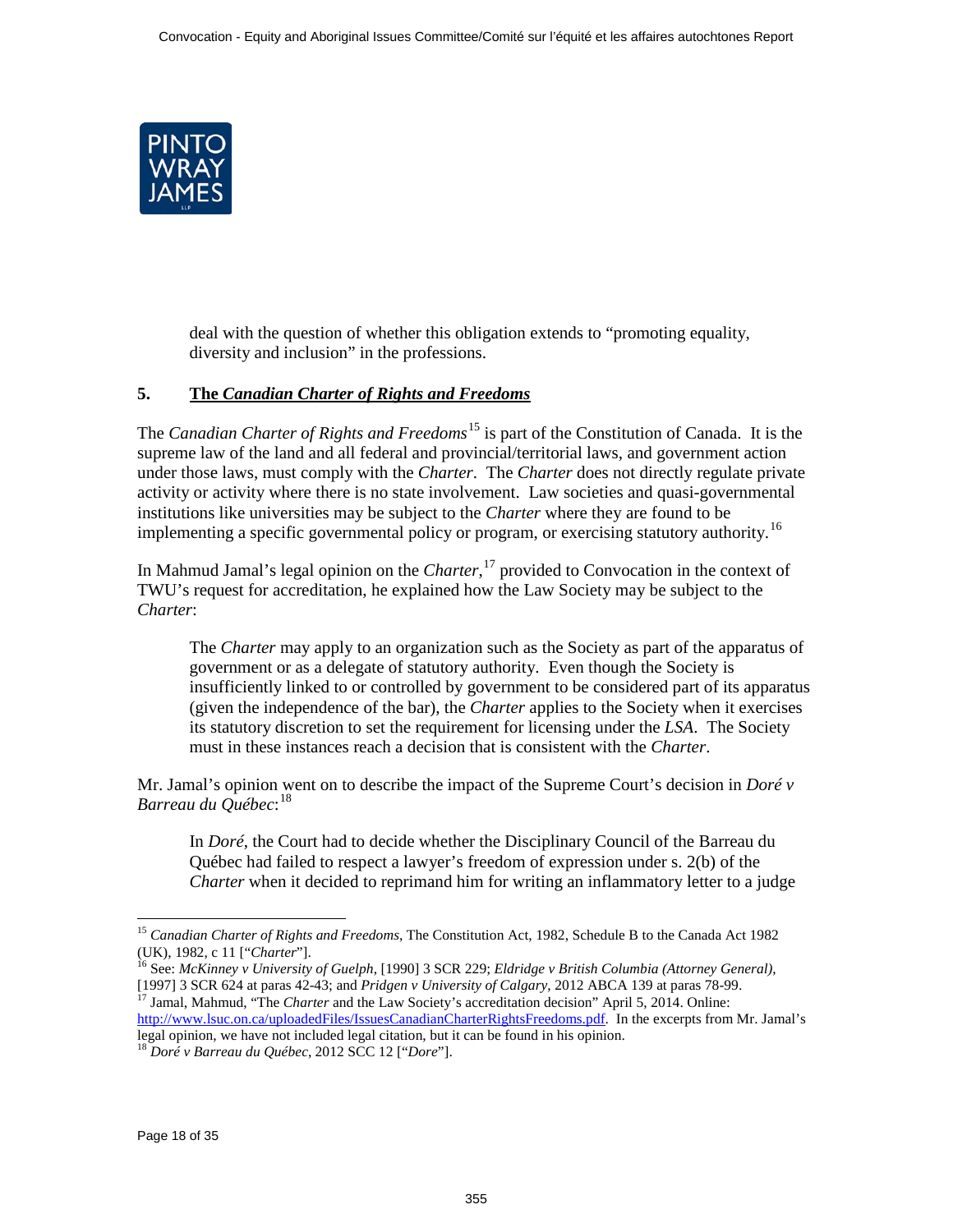deal with the question of whether this obligation extends to "promoting equality, diversity and inclusion" in the professions.

## 5. The *Canadian Charter of Rights and Freedoms*

The *Canadian Charter of Rights and Freedoms*[15] is part of the Constitution of Canada. It is the supreme law of the land and all federal and provincial/territorial laws, and government action under those laws, must comply with the *Charter*. The *Charter* does not directly regulate private activity or activity where there is no state involvement. Law societies and quasi-governmental institutions like universities may be subject to the *Charter* where they are found to be implementing a specific governmental policy or program, or exercising statutory authority.[16]

In Mahmud Jamal's legal opinion on the *Charter*,[17] provided to Convocation in the context of TWU's request for accreditation, he explained how the Law Society may be subject to the *Charter*:

> The *Charter* may apply to an organization such as the Society as part of the apparatus of government or as a delegate of statutory authority. Even though the Society is insufficiently linked to or controlled by government to be considered part of its apparatus (given the independence of the bar), the *Charter* applies to the Society when it exercises its statutory discretion to set the requirement for licensing under the *LSA*. The Society must in these instances reach a decision that is consistent with the *Charter*.

Mr. Jamal's opinion went on to describe the impact of the Supreme Court's decision in *Doré v Barreau du Québec*:[18]

> In *Doré*, the Court had to decide whether the Disciplinary Council of the Barreau du Québec had failed to respect a lawyer's freedom of expression under s. 2(b) of the *Charter* when it decided to reprimand him for writing an inflammatory letter to a judge

---

[15] *Canadian Charter of Rights and Freedoms*, The Constitution Act, 1982, Schedule B to the Canada Act 1982 (UK), 1982, c 11 ["*Charter*"].

[16] See: *McKinney v University of Guelph*, [1990] 3 SCR 229; *Eldridge v British Columbia (Attorney General)*, [1997] 3 SCR 624 at paras 42-43; and *Pridgen v University of Calgary*, 2012 ABCA 139 at paras 78-99.

[17] Jamal, Mahmud, "The *Charter* and the Law Society's accreditation decision" April 5, 2014. Online: http://www.lsuc.on.ca/uploadedFiles/IssuesCanadianCharterRightsFreedoms.pdf. In the excerpts from Mr. Jamal's legal opinion, we have not included legal citation, but it can be found in his opinion.

[18] *Doré v Barreau du Québec*, 2012 SCC 12 ["*Dore*"].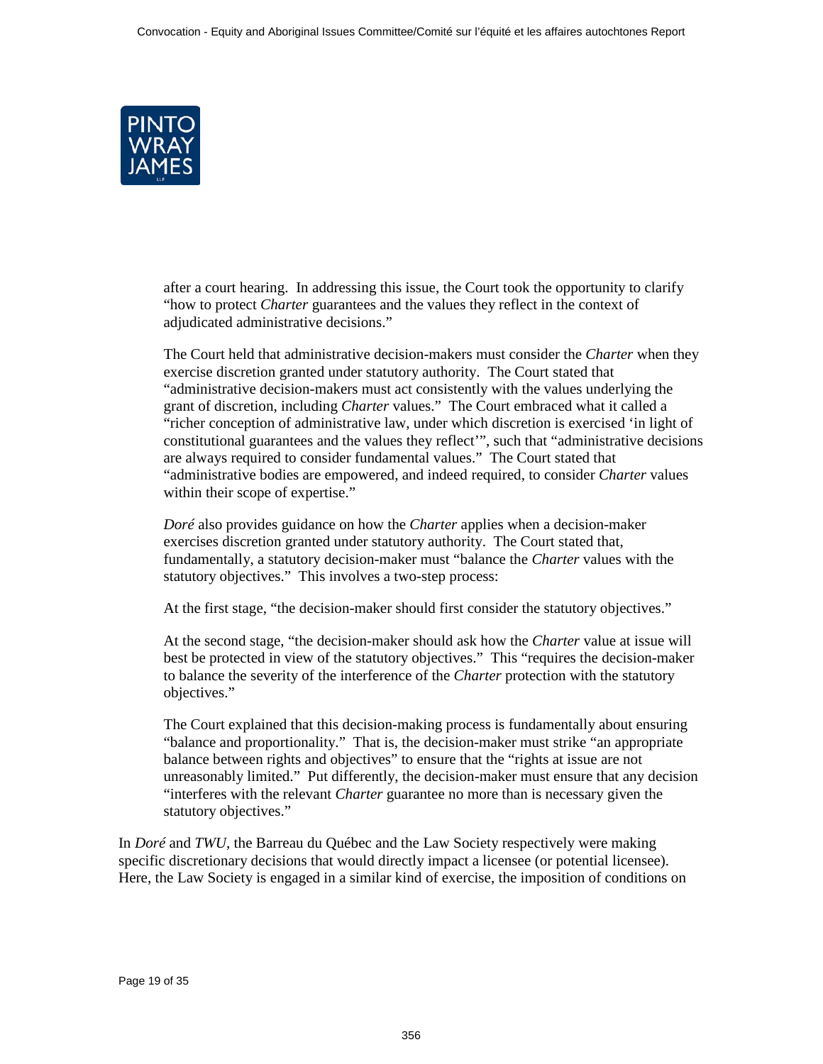> after a court hearing. In addressing this issue, the Court took the opportunity to clarify "how to protect *Charter* guarantees and the values they reflect in the context of adjudicated administrative decisions."
>
> The Court held that administrative decision-makers must consider the *Charter* when they exercise discretion granted under statutory authority. The Court stated that "administrative decision-makers must act consistently with the values underlying the grant of discretion, including *Charter* values." The Court embraced what it called a "richer conception of administrative law, under which discretion is exercised 'in light of constitutional guarantees and the values they reflect'", such that "administrative decisions are always required to consider fundamental values." The Court stated that "administrative bodies are empowered, and indeed required, to consider *Charter* values within their scope of expertise."
>
> *Doré* also provides guidance on how the *Charter* applies when a decision-maker exercises discretion granted under statutory authority. The Court stated that, fundamentally, a statutory decision-maker must "balance the *Charter* values with the statutory objectives." This involves a two-step process:
>
> At the first stage, "the decision-maker should first consider the statutory objectives."
>
> At the second stage, "the decision-maker should ask how the *Charter* value at issue will best be protected in view of the statutory objectives." This "requires the decision-maker to balance the severity of the interference of the *Charter* protection with the statutory objectives."
>
> The Court explained that this decision-making process is fundamentally about ensuring "balance and proportionality." That is, the decision-maker must strike "an appropriate balance between rights and objectives" to ensure that the "rights at issue are not unreasonably limited." Put differently, the decision-maker must ensure that any decision "interferes with the relevant *Charter* guarantee no more than is necessary given the statutory objectives."

In *Doré* and *TWU*, the Barreau du Québec and the Law Society respectively were making specific discretionary decisions that would directly impact a licensee (or potential licensee). Here, the Law Society is engaged in a similar kind of exercise, the imposition of conditions on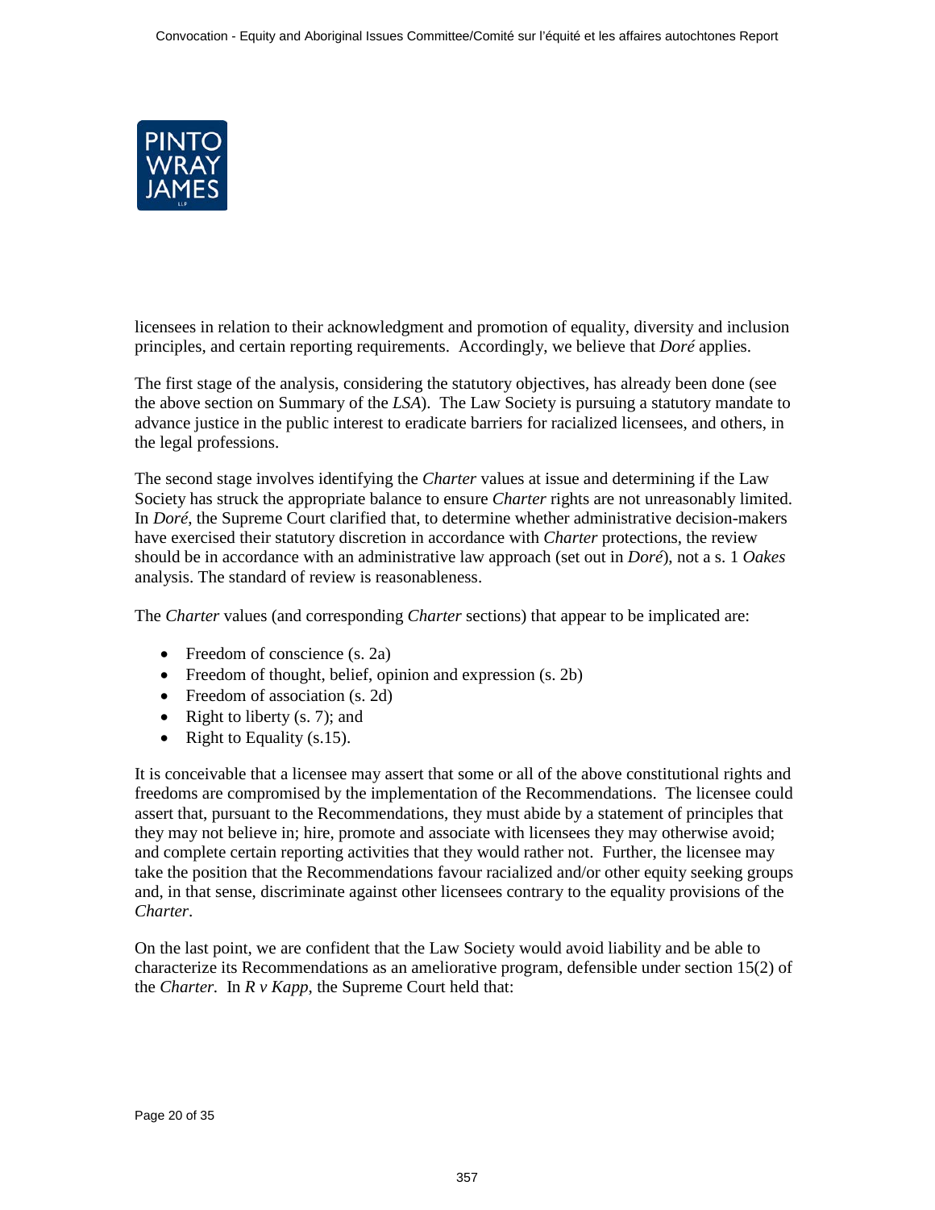licensees in relation to their acknowledgment and promotion of equality, diversity and inclusion principles, and certain reporting requirements. Accordingly, we believe that *Doré* applies.

The first stage of the analysis, considering the statutory objectives, has already been done (see the above section on Summary of the *LSA*). The Law Society is pursuing a statutory mandate to advance justice in the public interest to eradicate barriers for racialized licensees, and others, in the legal professions.

The second stage involves identifying the *Charter* values at issue and determining if the Law Society has struck the appropriate balance to ensure *Charter* rights are not unreasonably limited. In *Doré*, the Supreme Court clarified that, to determine whether administrative decision-makers have exercised their statutory discretion in accordance with *Charter* protections, the review should be in accordance with an administrative law approach (set out in *Doré*), not a s. 1 *Oakes* analysis. The standard of review is reasonableness.

The *Charter* values (and corresponding *Charter* sections) that appear to be implicated are:

- Freedom of conscience (s. 2a)
- Freedom of thought, belief, opinion and expression (s. 2b)
- Freedom of association (s. 2d)
- Right to liberty (s. 7); and
- Right to Equality (s.15).

It is conceivable that a licensee may assert that some or all of the above constitutional rights and freedoms are compromised by the implementation of the Recommendations. The licensee could assert that, pursuant to the Recommendations, they must abide by a statement of principles that they may not believe in; hire, promote and associate with licensees they may otherwise avoid; and complete certain reporting activities that they would rather not. Further, the licensee may take the position that the Recommendations favour racialized and/or other equity seeking groups and, in that sense, discriminate against other licensees contrary to the equality provisions of the *Charter*.

On the last point, we are confident that the Law Society would avoid liability and be able to characterize its Recommendations as an ameliorative program, defensible under section 15(2) of the *Charter.* In *R v Kapp*, the Supreme Court held that: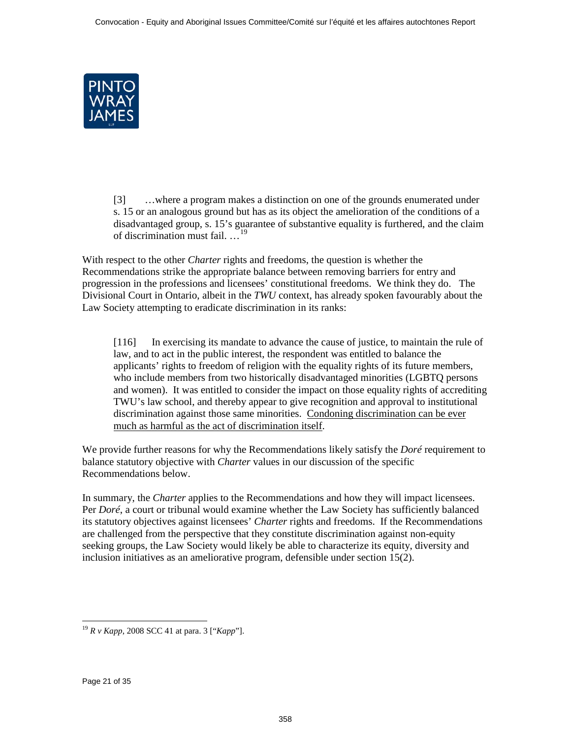> [3] …where a program makes a distinction on one of the grounds enumerated under s. 15 or an analogous ground but has as its object the amelioration of the conditions of a disadvantaged group, s. 15's guarantee of substantive equality is furthered, and the claim of discrimination must fail. …[19]

With respect to the other *Charter* rights and freedoms, the question is whether the Recommendations strike the appropriate balance between removing barriers for entry and progression in the professions and licensees' constitutional freedoms. We think they do. The Divisional Court in Ontario, albeit in the *TWU* context, has already spoken favourably about the Law Society attempting to eradicate discrimination in its ranks:

> [116] In exercising its mandate to advance the cause of justice, to maintain the rule of law, and to act in the public interest, the respondent was entitled to balance the applicants' rights to freedom of religion with the equality rights of its future members, who include members from two historically disadvantaged minorities (LGBTQ persons and women). It was entitled to consider the impact on those equality rights of accrediting TWU's law school, and thereby appear to give recognition and approval to institutional discrimination against those same minorities. <u>Condoning discrimination can be ever much as harmful as the act of discrimination itself</u>.

We provide further reasons for why the Recommendations likely satisfy the *Doré* requirement to balance statutory objective with *Charter* values in our discussion of the specific Recommendations below.

In summary, the *Charter* applies to the Recommendations and how they will impact licensees. Per *Doré*, a court or tribunal would examine whether the Law Society has sufficiently balanced its statutory objectives against licensees' *Charter* rights and freedoms. If the Recommendations are challenged from the perspective that they constitute discrimination against non-equity seeking groups, the Law Society would likely be able to characterize its equity, diversity and inclusion initiatives as an ameliorative program, defensible under section 15(2).

---

[19] *R v Kapp*, 2008 SCC 41 at para. 3 ["*Kapp*"].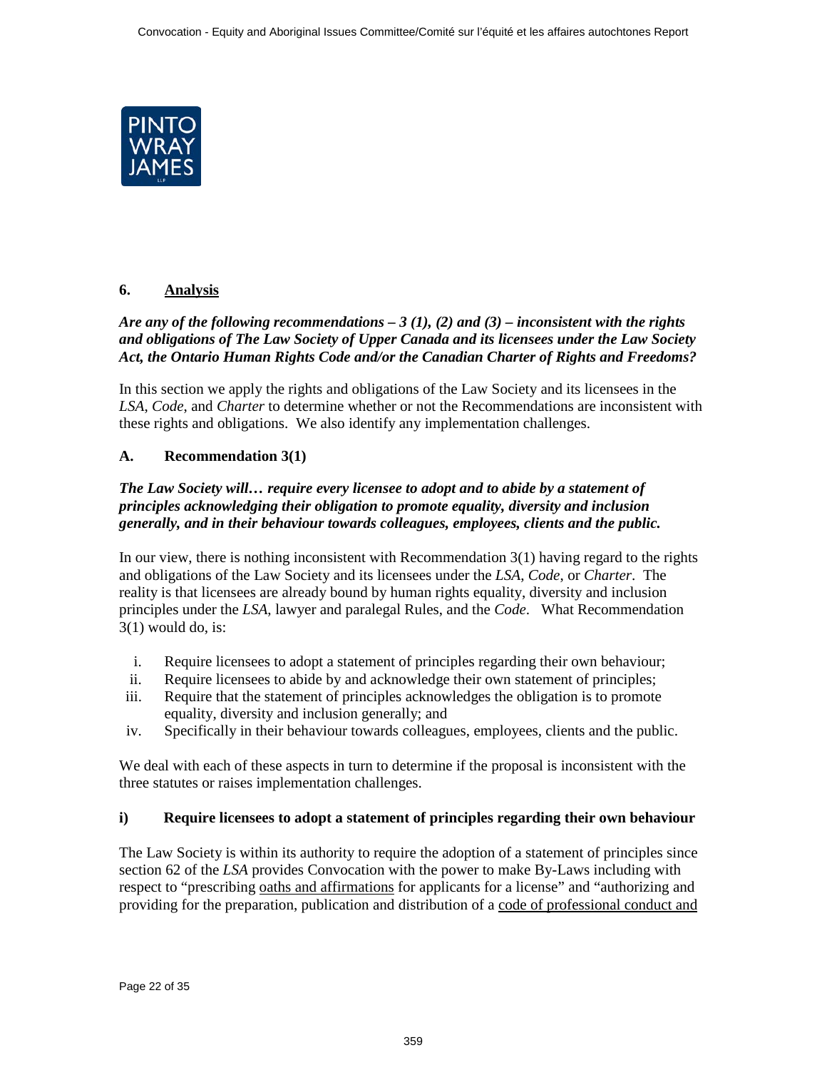## 6. Analysis

***Are any of the following recommendations – 3 (1), (2) and (3) – inconsistent with the rights and obligations of The Law Society of Upper Canada and its licensees under the Law Society Act, the Ontario Human Rights Code and/or the Canadian Charter of Rights and Freedoms?***

In this section we apply the rights and obligations of the Law Society and its licensees in the *LSA*, *Code*, and *Charter* to determine whether or not the Recommendations are inconsistent with these rights and obligations. We also identify any implementation challenges.

### A. Recommendation 3(1)

***The Law Society will… require every licensee to adopt and to abide by a statement of principles acknowledging their obligation to promote equality, diversity and inclusion generally, and in their behaviour towards colleagues, employees, clients and the public.***

In our view, there is nothing inconsistent with Recommendation 3(1) having regard to the rights and obligations of the Law Society and its licensees under the *LSA*, *Code*, or *Charter*. The reality is that licensees are already bound by human rights equality, diversity and inclusion principles under the *LSA*, lawyer and paralegal Rules, and the *Code*. What Recommendation 3(1) would do, is:

i. Require licensees to adopt a statement of principles regarding their own behaviour;
ii. Require licensees to abide by and acknowledge their own statement of principles;
iii. Require that the statement of principles acknowledges the obligation is to promote equality, diversity and inclusion generally; and
iv. Specifically in their behaviour towards colleagues, employees, clients and the public.

We deal with each of these aspects in turn to determine if the proposal is inconsistent with the three statutes or raises implementation challenges.

#### i) Require licensees to adopt a statement of principles regarding their own behaviour

The Law Society is within its authority to require the adoption of a statement of principles since section 62 of the *LSA* provides Convocation with the power to make By-Laws including with respect to "prescribing <u>oaths and affirmations</u> for applicants for a license" and "authorizing and providing for the preparation, publication and distribution of a <u>code of professional conduct and</u>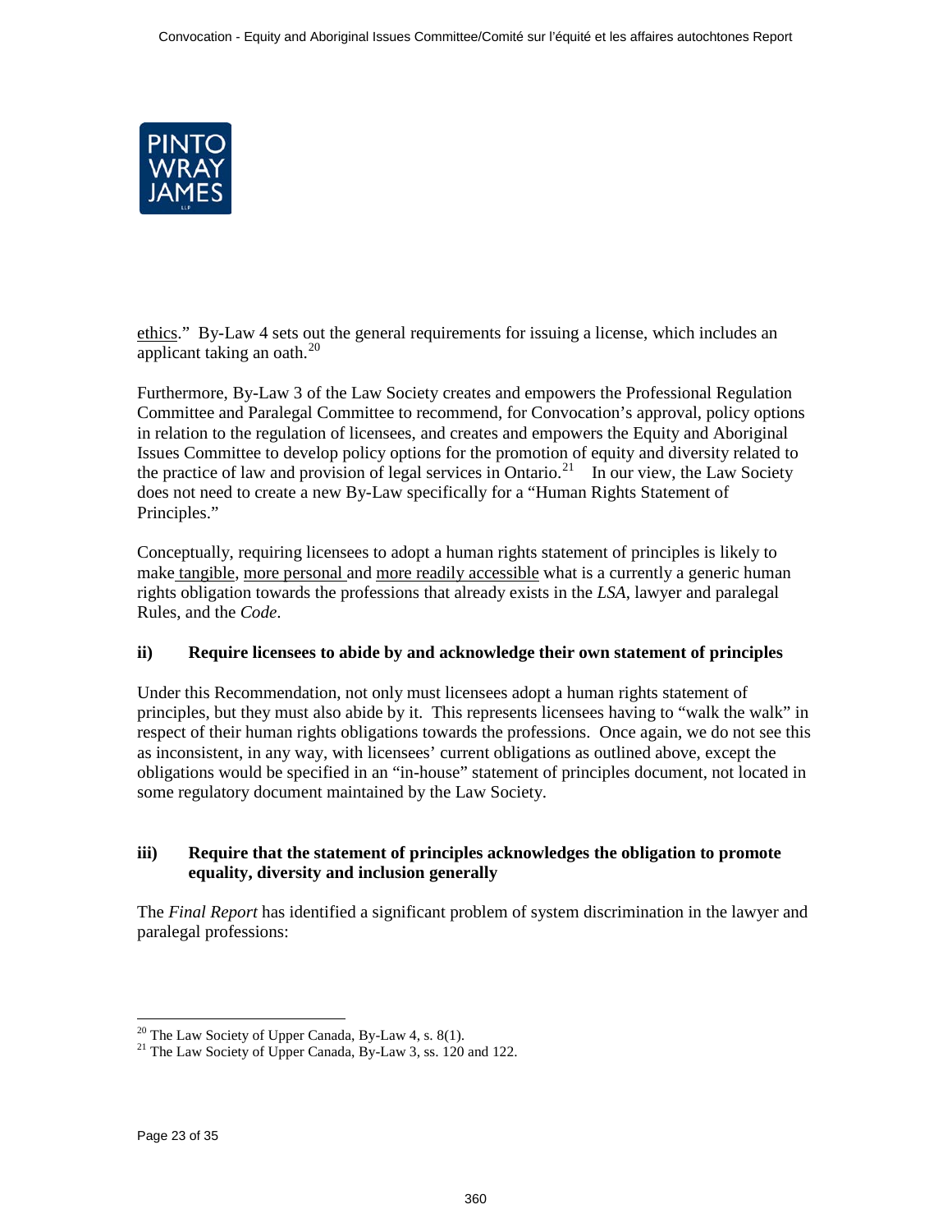ethics." By-Law 4 sets out the general requirements for issuing a license, which includes an applicant taking an oath.[20]

Furthermore, By-Law 3 of the Law Society creates and empowers the Professional Regulation Committee and Paralegal Committee to recommend, for Convocation's approval, policy options in relation to the regulation of licensees, and creates and empowers the Equity and Aboriginal Issues Committee to develop policy options for the promotion of equity and diversity related to the practice of law and provision of legal services in Ontario.[21] In our view, the Law Society does not need to create a new By-Law specifically for a "Human Rights Statement of Principles."

Conceptually, requiring licensees to adopt a human rights statement of principles is likely to make tangible, more personal and more readily accessible what is a currently a generic human rights obligation towards the professions that already exists in the *LSA*, lawyer and paralegal Rules, and the *Code*.

### ii) Require licensees to abide by and acknowledge their own statement of principles

Under this Recommendation, not only must licensees adopt a human rights statement of principles, but they must also abide by it. This represents licensees having to "walk the walk" in respect of their human rights obligations towards the professions. Once again, we do not see this as inconsistent, in any way, with licensees' current obligations as outlined above, except the obligations would be specified in an "in-house" statement of principles document, not located in some regulatory document maintained by the Law Society.

### iii) Require that the statement of principles acknowledges the obligation to promote equality, diversity and inclusion generally

The *Final Report* has identified a significant problem of system discrimination in the lawyer and paralegal professions:

---

[20] The Law Society of Upper Canada, By-Law 4, s. 8(1).

[21] The Law Society of Upper Canada, By-Law 3, ss. 120 and 122.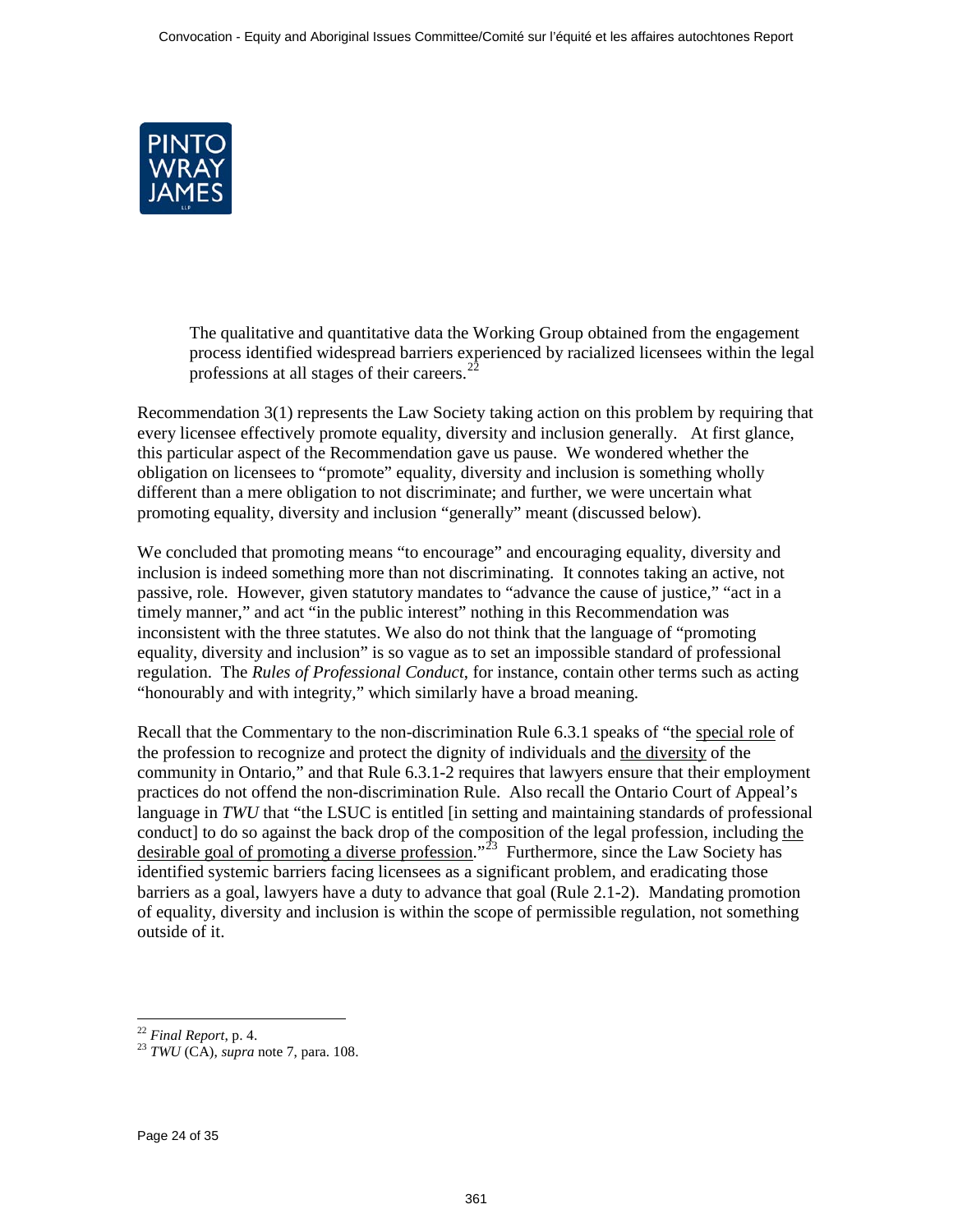> The qualitative and quantitative data the Working Group obtained from the engagement process identified widespread barriers experienced by racialized licensees within the legal professions at all stages of their careers.[22]

Recommendation 3(1) represents the Law Society taking action on this problem by requiring that every licensee effectively promote equality, diversity and inclusion generally. At first glance, this particular aspect of the Recommendation gave us pause. We wondered whether the obligation on licensees to "promote" equality, diversity and inclusion is something wholly different than a mere obligation to not discriminate; and further, we were uncertain what promoting equality, diversity and inclusion "generally" meant (discussed below).

We concluded that promoting means "to encourage" and encouraging equality, diversity and inclusion is indeed something more than not discriminating. It connotes taking an active, not passive, role. However, given statutory mandates to "advance the cause of justice," "act in a timely manner," and act "in the public interest" nothing in this Recommendation was inconsistent with the three statutes. We also do not think that the language of "promoting equality, diversity and inclusion" is so vague as to set an impossible standard of professional regulation. The *Rules of Professional Conduct*, for instance, contain other terms such as acting "honourably and with integrity," which similarly have a broad meaning.

Recall that the Commentary to the non-discrimination Rule 6.3.1 speaks of "the <u>special role</u> of the profession to recognize and protect the dignity of individuals and <u>the diversity</u> of the community in Ontario," and that Rule 6.3.1-2 requires that lawyers ensure that their employment practices do not offend the non-discrimination Rule. Also recall the Ontario Court of Appeal's language in *TWU* that "the LSUC is entitled [in setting and maintaining standards of professional conduct] to do so against the back drop of the composition of the legal profession, including <u>the desirable goal of promoting a diverse profession</u>."[23] Furthermore, since the Law Society has identified systemic barriers facing licensees as a significant problem, and eradicating those barriers as a goal, lawyers have a duty to advance that goal (Rule 2.1-2). Mandating promotion of equality, diversity and inclusion is within the scope of permissible regulation, not something outside of it.

---

[22] *Final Report*, p. 4.

[23] *TWU* (CA), *supra* note 7, para. 108.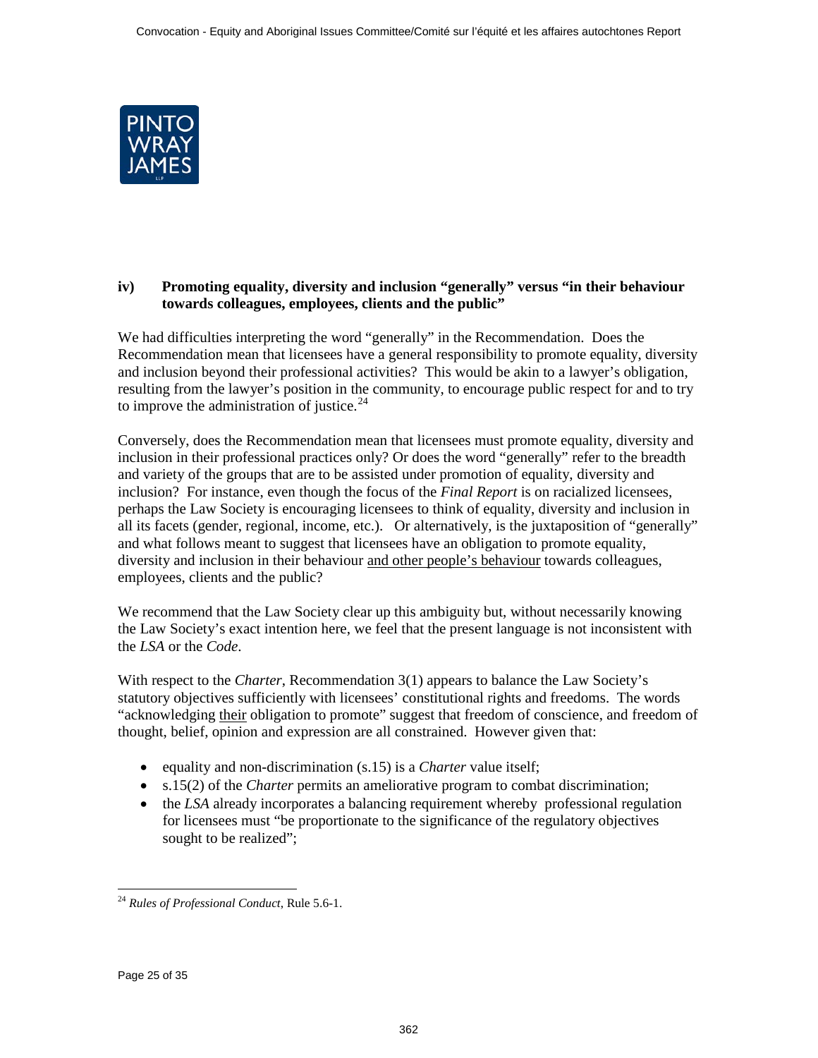### iv) Promoting equality, diversity and inclusion "generally" versus "in their behaviour towards colleagues, employees, clients and the public"

We had difficulties interpreting the word "generally" in the Recommendation. Does the Recommendation mean that licensees have a general responsibility to promote equality, diversity and inclusion beyond their professional activities? This would be akin to a lawyer's obligation, resulting from the lawyer's position in the community, to encourage public respect for and to try to improve the administration of justice.[24]

Conversely, does the Recommendation mean that licensees must promote equality, diversity and inclusion in their professional practices only? Or does the word "generally" refer to the breadth and variety of the groups that are to be assisted under promotion of equality, diversity and inclusion? For instance, even though the focus of the *Final Report* is on racialized licensees, perhaps the Law Society is encouraging licensees to think of equality, diversity and inclusion in all its facets (gender, regional, income, etc.). Or alternatively, is the juxtaposition of "generally" and what follows meant to suggest that licensees have an obligation to promote equality, diversity and inclusion in their behaviour <u>and other people's behaviour</u> towards colleagues, employees, clients and the public?

We recommend that the Law Society clear up this ambiguity but, without necessarily knowing the Law Society's exact intention here, we feel that the present language is not inconsistent with the *LSA* or the *Code*.

With respect to the *Charter*, Recommendation 3(1) appears to balance the Law Society's statutory objectives sufficiently with licensees' constitutional rights and freedoms. The words "acknowledging <u>their</u> obligation to promote" suggest that freedom of conscience, and freedom of thought, belief, opinion and expression are all constrained. However given that:

- equality and non-discrimination (s.15) is a *Charter* value itself;
- s.15(2) of the *Charter* permits an ameliorative program to combat discrimination;
- the *LSA* already incorporates a balancing requirement whereby professional regulation for licensees must "be proportionate to the significance of the regulatory objectives sought to be realized";

---

[24] *Rules of Professional Conduct*, Rule 5.6-1.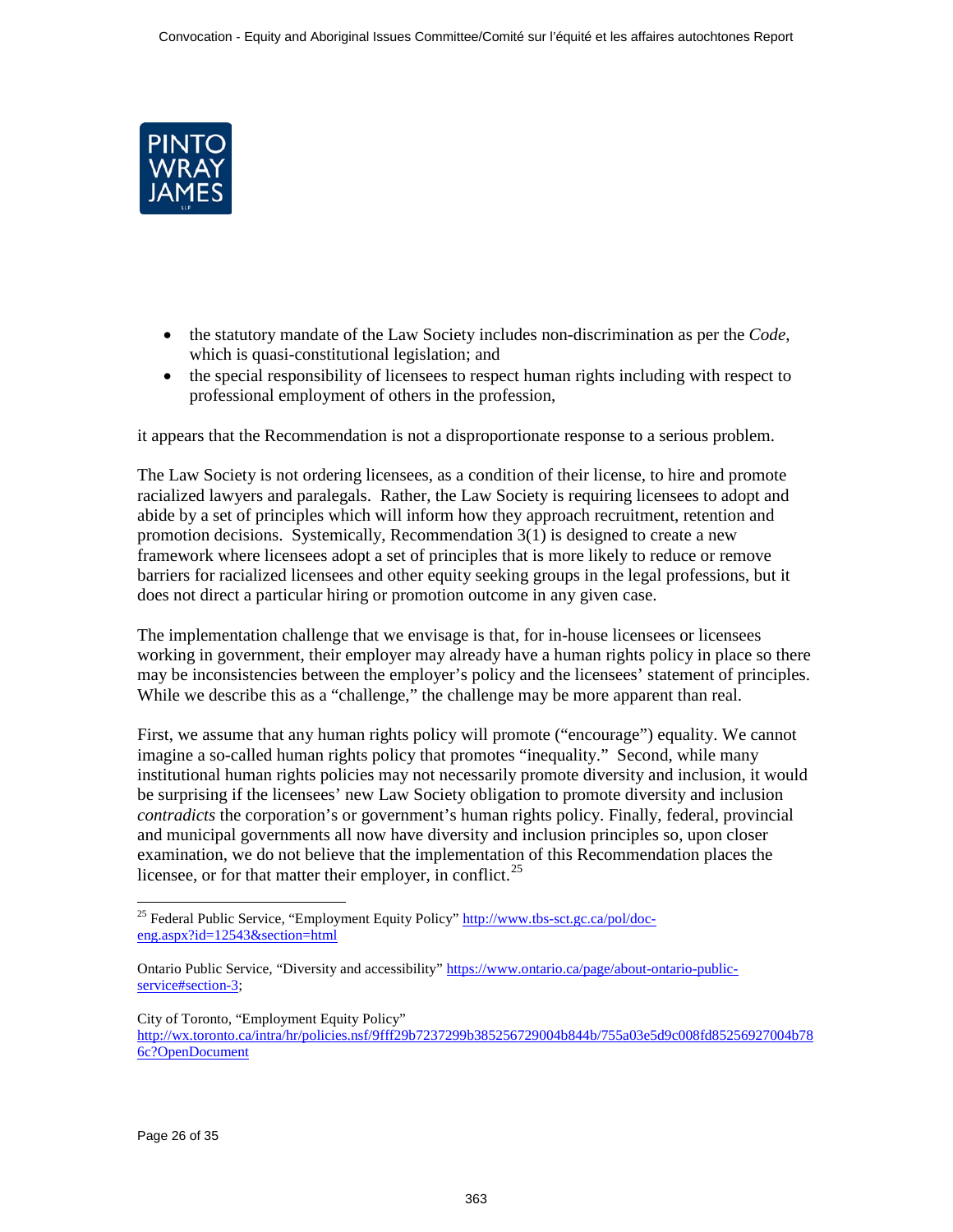- the statutory mandate of the Law Society includes non-discrimination as per the *Code*, which is quasi-constitutional legislation; and
- the special responsibility of licensees to respect human rights including with respect to professional employment of others in the profession,

it appears that the Recommendation is not a disproportionate response to a serious problem.

The Law Society is not ordering licensees, as a condition of their license, to hire and promote racialized lawyers and paralegals. Rather, the Law Society is requiring licensees to adopt and abide by a set of principles which will inform how they approach recruitment, retention and promotion decisions. Systemically, Recommendation 3(1) is designed to create a new framework where licensees adopt a set of principles that is more likely to reduce or remove barriers for racialized licensees and other equity seeking groups in the legal professions, but it does not direct a particular hiring or promotion outcome in any given case.

The implementation challenge that we envisage is that, for in-house licensees or licensees working in government, their employer may already have a human rights policy in place so there may be inconsistencies between the employer's policy and the licensees' statement of principles. While we describe this as a "challenge," the challenge may be more apparent than real.

First, we assume that any human rights policy will promote ("encourage") equality. We cannot imagine a so-called human rights policy that promotes "inequality." Second, while many institutional human rights policies may not necessarily promote diversity and inclusion, it would be surprising if the licensees' new Law Society obligation to promote diversity and inclusion *contradicts* the corporation's or government's human rights policy. Finally, federal, provincial and municipal governments all now have diversity and inclusion principles so, upon closer examination, we do not believe that the implementation of this Recommendation places the licensee, or for that matter their employer, in conflict.[25]

---

[25] Federal Public Service, "Employment Equity Policy" http://www.tbs-sct.gc.ca/pol/doc-eng.aspx?id=12543&section=html

Ontario Public Service, "Diversity and accessibility" https://www.ontario.ca/page/about-ontario-public-service#section-3;

City of Toronto, "Employment Equity Policy" http://wx.toronto.ca/intra/hr/policies.nsf/9fff29b7237299b385256729004b844b/755a03e5d9c008fd85256927004b786c?OpenDocument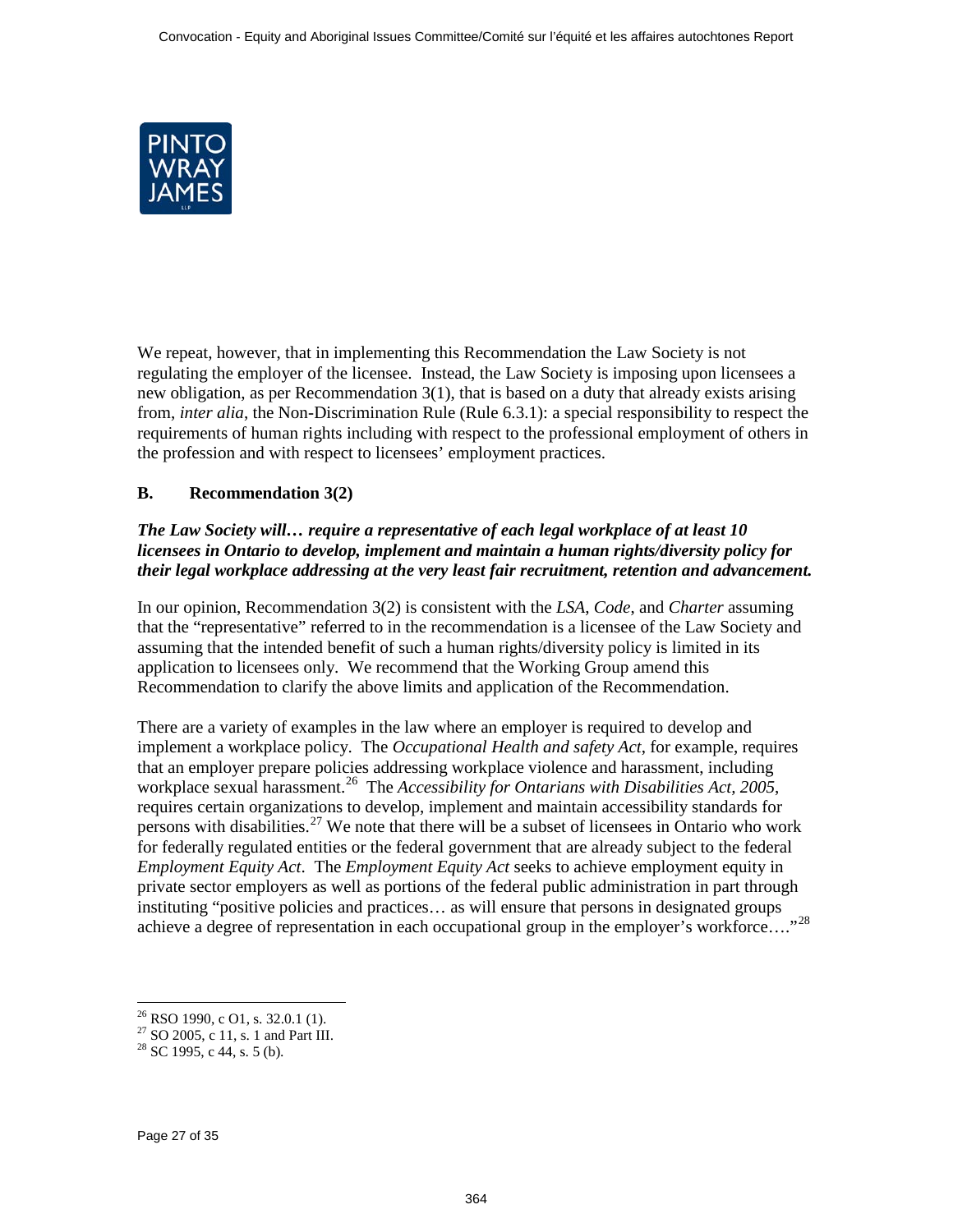We repeat, however, that in implementing this Recommendation the Law Society is not regulating the employer of the licensee. Instead, the Law Society is imposing upon licensees a new obligation, as per Recommendation 3(1), that is based on a duty that already exists arising from, *inter alia*, the Non-Discrimination Rule (Rule 6.3.1): a special responsibility to respect the requirements of human rights including with respect to the professional employment of others in the profession and with respect to licensees' employment practices.

## B. Recommendation 3(2)

***The Law Society will… require a representative of each legal workplace of at least 10 licensees in Ontario to develop, implement and maintain a human rights/diversity policy for their legal workplace addressing at the very least fair recruitment, retention and advancement.***

In our opinion, Recommendation 3(2) is consistent with the *LSA*, *Code*, and *Charter* assuming that the "representative" referred to in the recommendation is a licensee of the Law Society and assuming that the intended benefit of such a human rights/diversity policy is limited in its application to licensees only. We recommend that the Working Group amend this Recommendation to clarify the above limits and application of the Recommendation.

There are a variety of examples in the law where an employer is required to develop and implement a workplace policy. The *Occupational Health and safety Act*, for example, requires that an employer prepare policies addressing workplace violence and harassment, including workplace sexual harassment.[26] The *Accessibility for Ontarians with Disabilities Act, 2005*, requires certain organizations to develop, implement and maintain accessibility standards for persons with disabilities.[27] We note that there will be a subset of licensees in Ontario who work for federally regulated entities or the federal government that are already subject to the federal *Employment Equity Act*. The *Employment Equity Act* seeks to achieve employment equity in private sector employers as well as portions of the federal public administration in part through instituting "positive policies and practices… as will ensure that persons in designated groups achieve a degree of representation in each occupational group in the employer's workforce…."[28]

---

[26] RSO 1990, c O1, s. 32.0.1 (1).
[27] SO 2005, c 11, s. 1 and Part III.
[28] SC 1995, c 44, s. 5 (b).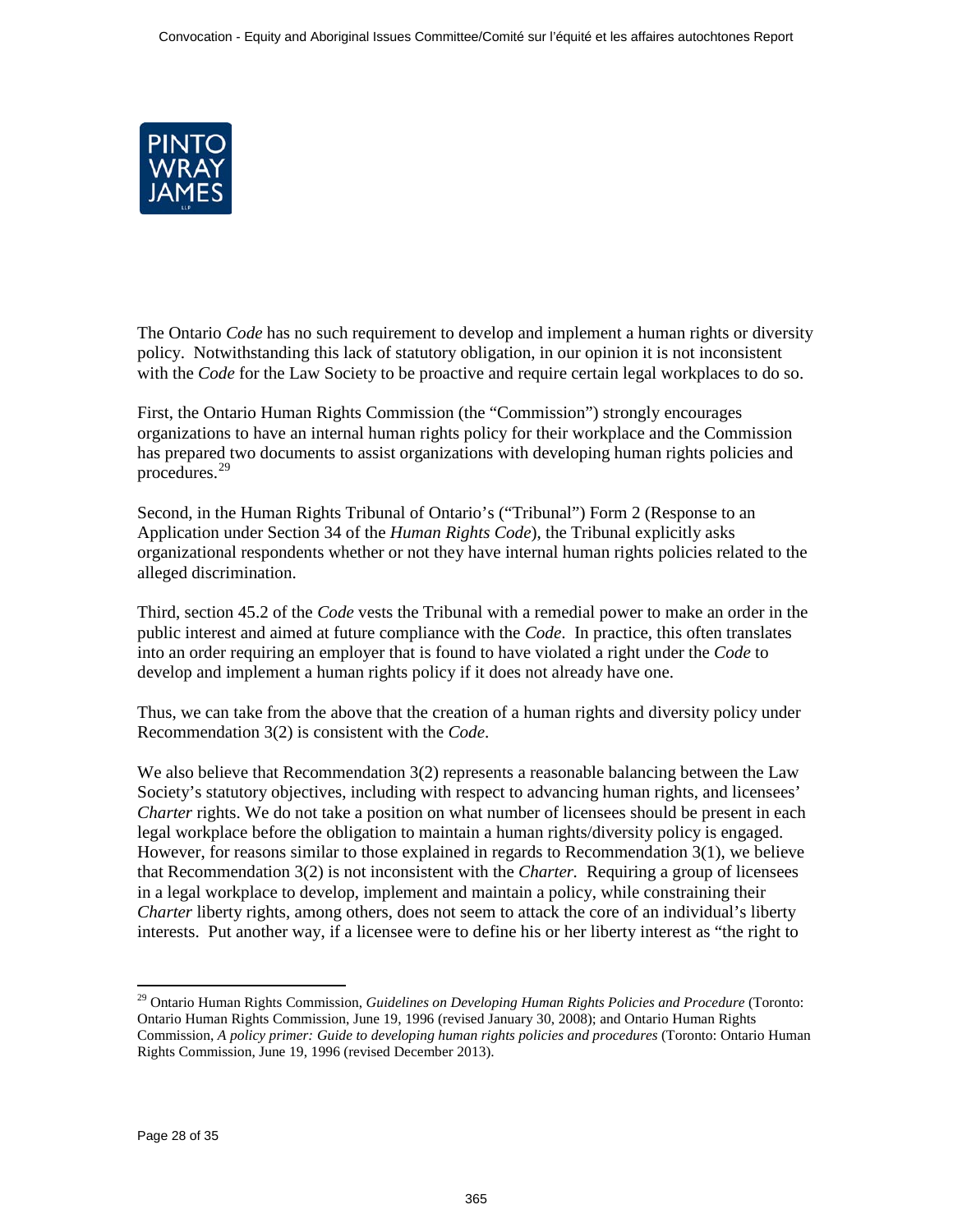The Ontario *Code* has no such requirement to develop and implement a human rights or diversity policy. Notwithstanding this lack of statutory obligation, in our opinion it is not inconsistent with the *Code* for the Law Society to be proactive and require certain legal workplaces to do so.

First, the Ontario Human Rights Commission (the "Commission") strongly encourages organizations to have an internal human rights policy for their workplace and the Commission has prepared two documents to assist organizations with developing human rights policies and procedures.[29]

Second, in the Human Rights Tribunal of Ontario's ("Tribunal") Form 2 (Response to an Application under Section 34 of the *Human Rights Code*), the Tribunal explicitly asks organizational respondents whether or not they have internal human rights policies related to the alleged discrimination.

Third, section 45.2 of the *Code* vests the Tribunal with a remedial power to make an order in the public interest and aimed at future compliance with the *Code*. In practice, this often translates into an order requiring an employer that is found to have violated a right under the *Code* to develop and implement a human rights policy if it does not already have one.

Thus, we can take from the above that the creation of a human rights and diversity policy under Recommendation 3(2) is consistent with the *Code*.

We also believe that Recommendation 3(2) represents a reasonable balancing between the Law Society's statutory objectives, including with respect to advancing human rights, and licensees' *Charter* rights. We do not take a position on what number of licensees should be present in each legal workplace before the obligation to maintain a human rights/diversity policy is engaged. However, for reasons similar to those explained in regards to Recommendation 3(1), we believe that Recommendation 3(2) is not inconsistent with the *Charter.* Requiring a group of licensees in a legal workplace to develop, implement and maintain a policy, while constraining their *Charter* liberty rights, among others, does not seem to attack the core of an individual's liberty interests. Put another way, if a licensee were to define his or her liberty interest as "the right to

---

[29] Ontario Human Rights Commission, *Guidelines on Developing Human Rights Policies and Procedure* (Toronto: Ontario Human Rights Commission, June 19, 1996 (revised January 30, 2008); and Ontario Human Rights Commission, *A policy primer: Guide to developing human rights policies and procedures* (Toronto: Ontario Human Rights Commission, June 19, 1996 (revised December 2013).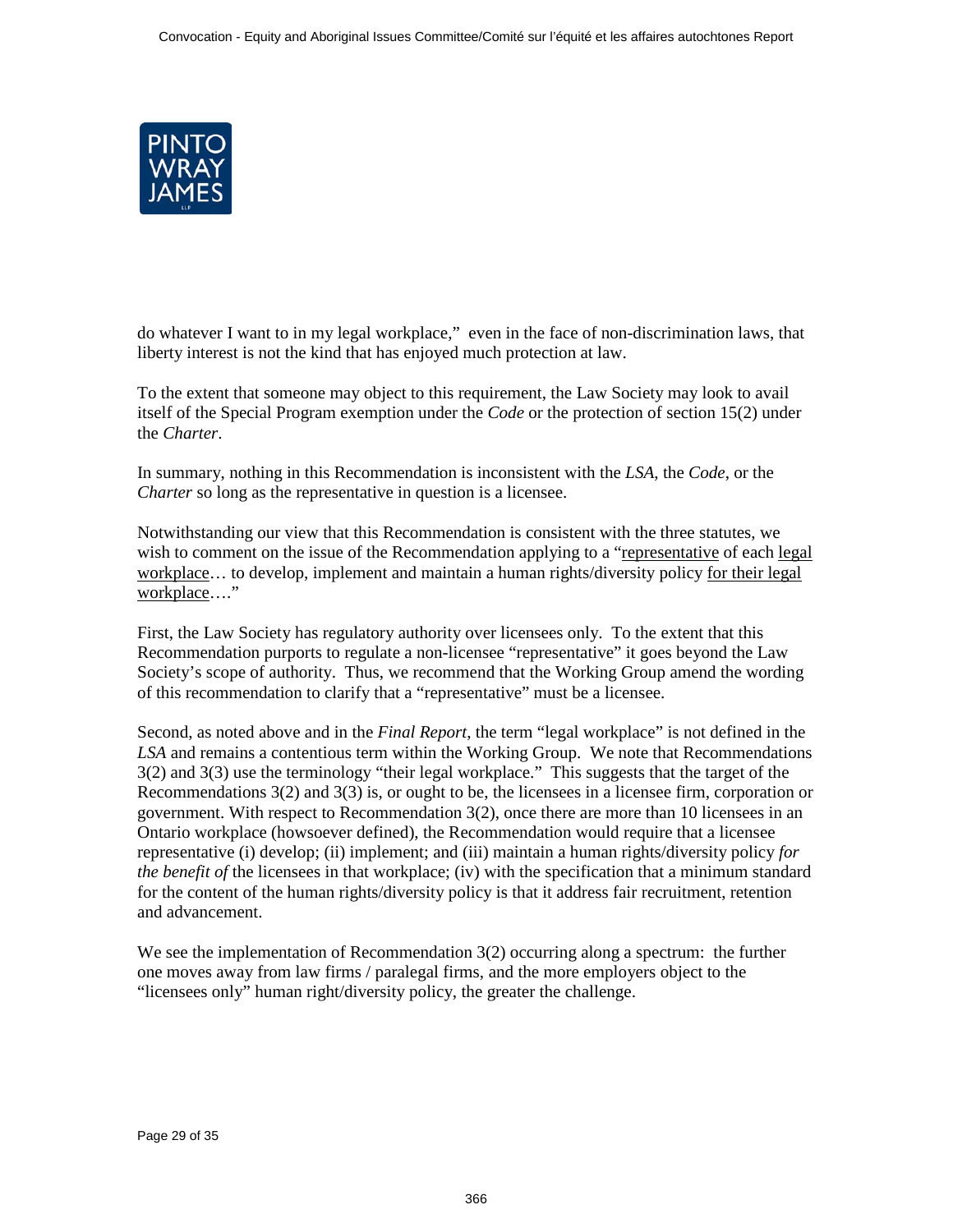do whatever I want to in my legal workplace," even in the face of non-discrimination laws, that liberty interest is not the kind that has enjoyed much protection at law.

To the extent that someone may object to this requirement, the Law Society may look to avail itself of the Special Program exemption under the *Code* or the protection of section 15(2) under the *Charter*.

In summary, nothing in this Recommendation is inconsistent with the *LSA*, the *Code*, or the *Charter* so long as the representative in question is a licensee.

Notwithstanding our view that this Recommendation is consistent with the three statutes, we wish to comment on the issue of the Recommendation applying to a "representative of each legal workplace… to develop, implement and maintain a human rights/diversity policy for their legal workplace…."

First, the Law Society has regulatory authority over licensees only. To the extent that this Recommendation purports to regulate a non-licensee "representative" it goes beyond the Law Society's scope of authority. Thus, we recommend that the Working Group amend the wording of this recommendation to clarify that a "representative" must be a licensee.

Second, as noted above and in the *Final Report*, the term "legal workplace" is not defined in the *LSA* and remains a contentious term within the Working Group. We note that Recommendations 3(2) and 3(3) use the terminology "their legal workplace." This suggests that the target of the Recommendations 3(2) and 3(3) is, or ought to be, the licensees in a licensee firm, corporation or government. With respect to Recommendation 3(2), once there are more than 10 licensees in an Ontario workplace (howsoever defined), the Recommendation would require that a licensee representative (i) develop; (ii) implement; and (iii) maintain a human rights/diversity policy *for the benefit of* the licensees in that workplace; (iv) with the specification that a minimum standard for the content of the human rights/diversity policy is that it address fair recruitment, retention and advancement.

We see the implementation of Recommendation 3(2) occurring along a spectrum: the further one moves away from law firms / paralegal firms, and the more employers object to the "licensees only" human right/diversity policy, the greater the challenge.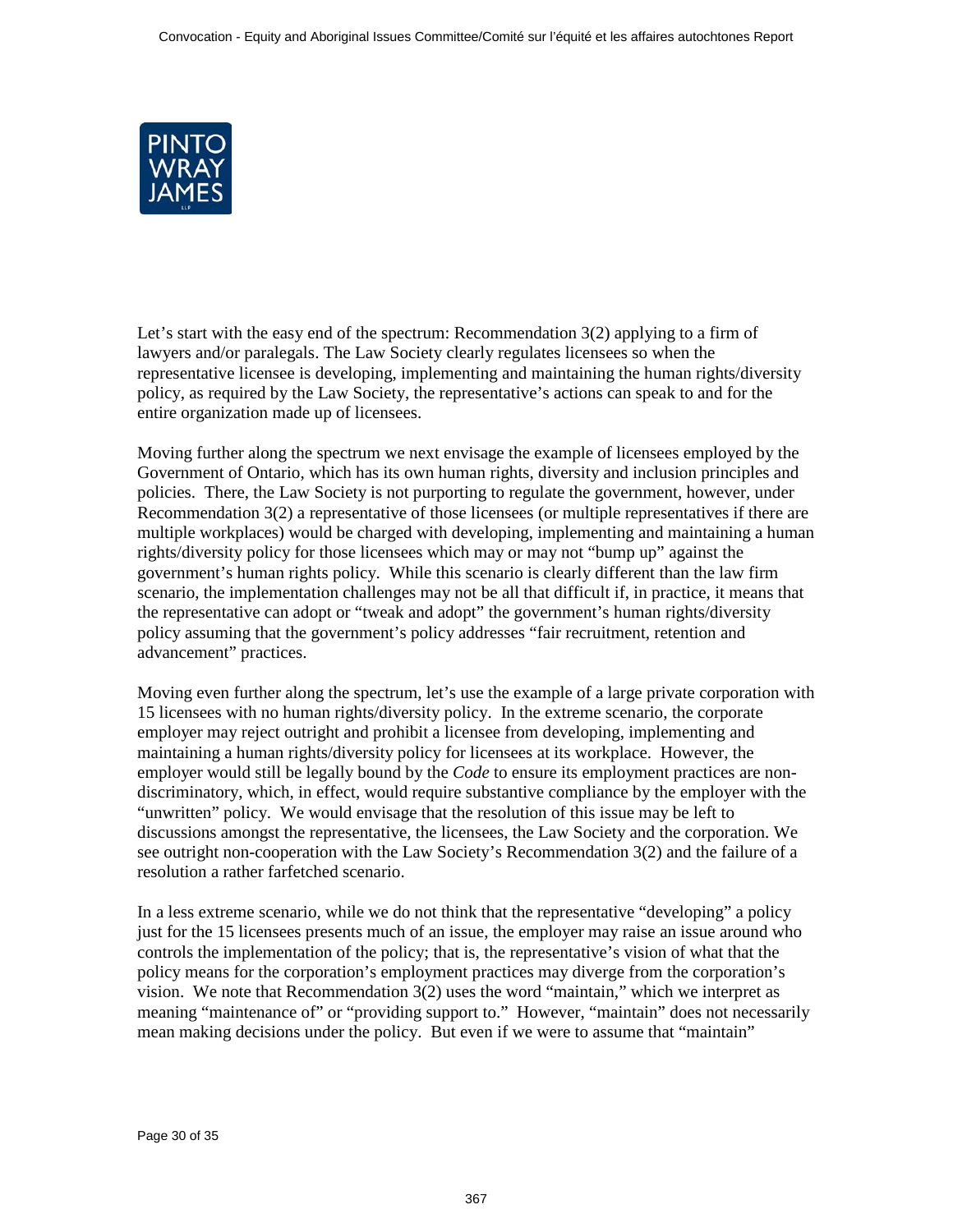Let's start with the easy end of the spectrum: Recommendation 3(2) applying to a firm of lawyers and/or paralegals. The Law Society clearly regulates licensees so when the representative licensee is developing, implementing and maintaining the human rights/diversity policy, as required by the Law Society, the representative's actions can speak to and for the entire organization made up of licensees.

Moving further along the spectrum we next envisage the example of licensees employed by the Government of Ontario, which has its own human rights, diversity and inclusion principles and policies. There, the Law Society is not purporting to regulate the government, however, under Recommendation 3(2) a representative of those licensees (or multiple representatives if there are multiple workplaces) would be charged with developing, implementing and maintaining a human rights/diversity policy for those licensees which may or may not "bump up" against the government's human rights policy. While this scenario is clearly different than the law firm scenario, the implementation challenges may not be all that difficult if, in practice, it means that the representative can adopt or "tweak and adopt" the government's human rights/diversity policy assuming that the government's policy addresses "fair recruitment, retention and advancement" practices.

Moving even further along the spectrum, let's use the example of a large private corporation with 15 licensees with no human rights/diversity policy. In the extreme scenario, the corporate employer may reject outright and prohibit a licensee from developing, implementing and maintaining a human rights/diversity policy for licensees at its workplace. However, the employer would still be legally bound by the *Code* to ensure its employment practices are non-discriminatory, which, in effect, would require substantive compliance by the employer with the "unwritten" policy. We would envisage that the resolution of this issue may be left to discussions amongst the representative, the licensees, the Law Society and the corporation. We see outright non-cooperation with the Law Society's Recommendation 3(2) and the failure of a resolution a rather farfetched scenario.

In a less extreme scenario, while we do not think that the representative "developing" a policy just for the 15 licensees presents much of an issue, the employer may raise an issue around who controls the implementation of the policy; that is, the representative's vision of what that the policy means for the corporation's employment practices may diverge from the corporation's vision. We note that Recommendation 3(2) uses the word "maintain," which we interpret as meaning "maintenance of" or "providing support to." However, "maintain" does not necessarily mean making decisions under the policy. But even if we were to assume that "maintain"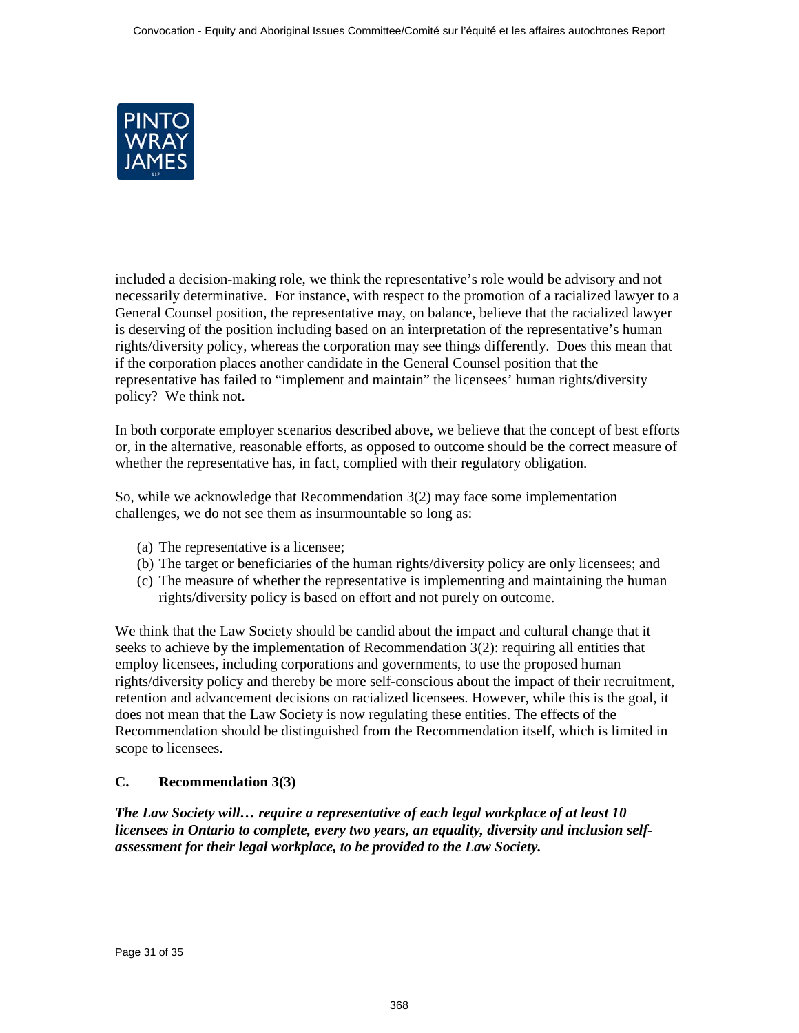included a decision-making role, we think the representative's role would be advisory and not necessarily determinative. For instance, with respect to the promotion of a racialized lawyer to a General Counsel position, the representative may, on balance, believe that the racialized lawyer is deserving of the position including based on an interpretation of the representative's human rights/diversity policy, whereas the corporation may see things differently. Does this mean that if the corporation places another candidate in the General Counsel position that the representative has failed to "implement and maintain" the licensees' human rights/diversity policy? We think not.

In both corporate employer scenarios described above, we believe that the concept of best efforts or, in the alternative, reasonable efforts, as opposed to outcome should be the correct measure of whether the representative has, in fact, complied with their regulatory obligation.

So, while we acknowledge that Recommendation 3(2) may face some implementation challenges, we do not see them as insurmountable so long as:

(a) The representative is a licensee;
(b) The target or beneficiaries of the human rights/diversity policy are only licensees; and
(c) The measure of whether the representative is implementing and maintaining the human rights/diversity policy is based on effort and not purely on outcome.

We think that the Law Society should be candid about the impact and cultural change that it seeks to achieve by the implementation of Recommendation 3(2): requiring all entities that employ licensees, including corporations and governments, to use the proposed human rights/diversity policy and thereby be more self-conscious about the impact of their recruitment, retention and advancement decisions on racialized licensees. However, while this is the goal, it does not mean that the Law Society is now regulating these entities. The effects of the Recommendation should be distinguished from the Recommendation itself, which is limited in scope to licensees.

## C. Recommendation 3(3)

***The Law Society will… require a representative of each legal workplace of at least 10 licensees in Ontario to complete, every two years, an equality, diversity and inclusion self-assessment for their legal workplace, to be provided to the Law Society.***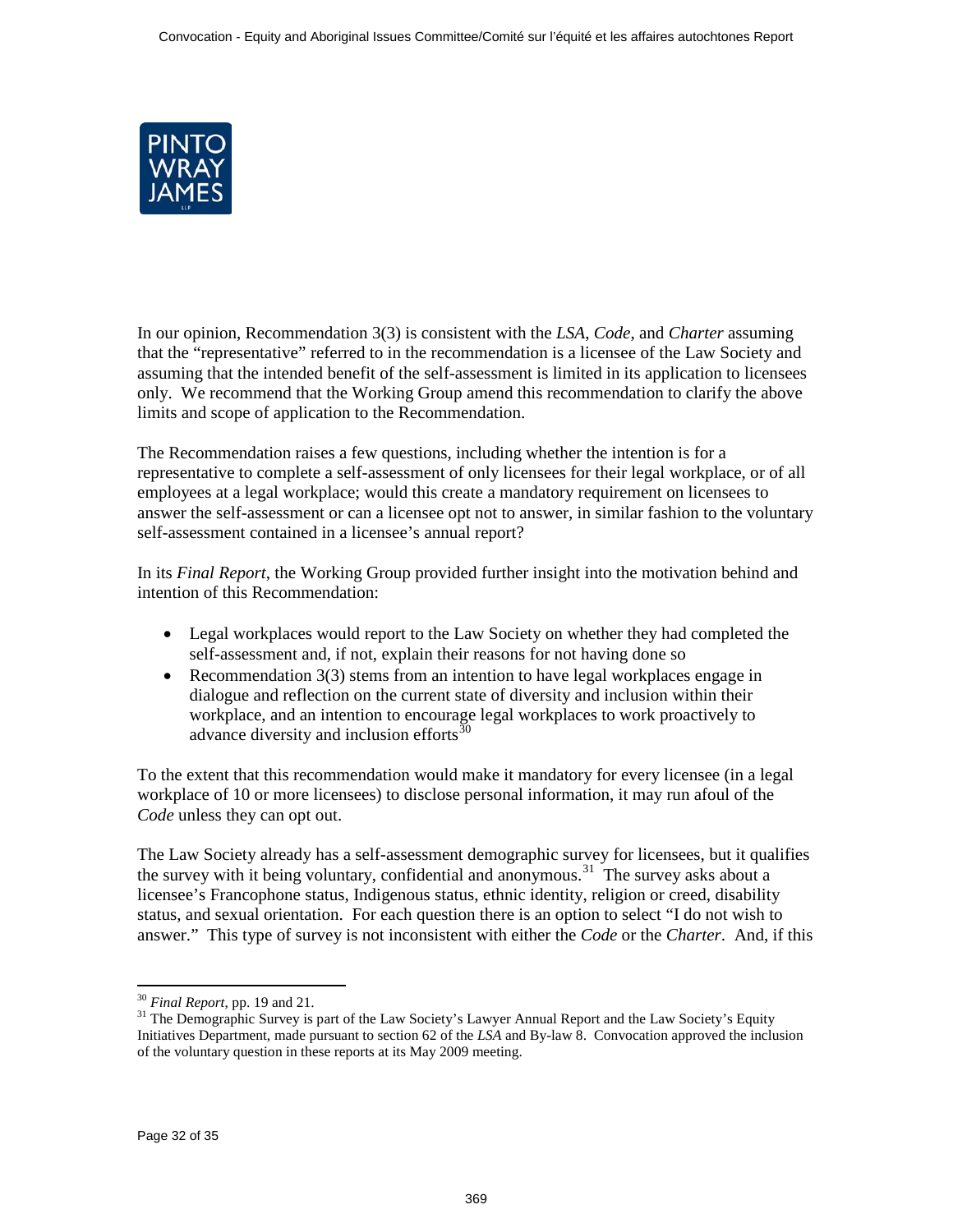In our opinion, Recommendation 3(3) is consistent with the *LSA*, *Code*, and *Charter* assuming that the "representative" referred to in the recommendation is a licensee of the Law Society and assuming that the intended benefit of the self-assessment is limited in its application to licensees only. We recommend that the Working Group amend this recommendation to clarify the above limits and scope of application to the Recommendation.

The Recommendation raises a few questions, including whether the intention is for a representative to complete a self-assessment of only licensees for their legal workplace, or of all employees at a legal workplace; would this create a mandatory requirement on licensees to answer the self-assessment or can a licensee opt not to answer, in similar fashion to the voluntary self-assessment contained in a licensee's annual report?

In its *Final Report*, the Working Group provided further insight into the motivation behind and intention of this Recommendation:

- Legal workplaces would report to the Law Society on whether they had completed the self-assessment and, if not, explain their reasons for not having done so
- Recommendation 3(3) stems from an intention to have legal workplaces engage in dialogue and reflection on the current state of diversity and inclusion within their workplace, and an intention to encourage legal workplaces to work proactively to advance diversity and inclusion efforts[30]

To the extent that this recommendation would make it mandatory for every licensee (in a legal workplace of 10 or more licensees) to disclose personal information, it may run afoul of the *Code* unless they can opt out.

The Law Society already has a self-assessment demographic survey for licensees, but it qualifies the survey with it being voluntary, confidential and anonymous.[31] The survey asks about a licensee's Francophone status, Indigenous status, ethnic identity, religion or creed, disability status, and sexual orientation. For each question there is an option to select "I do not wish to answer." This type of survey is not inconsistent with either the *Code* or the *Charter*. And, if this

---

[30] *Final Report*, pp. 19 and 21.

[31] The Demographic Survey is part of the Law Society's Lawyer Annual Report and the Law Society's Equity Initiatives Department, made pursuant to section 62 of the *LSA* and By-law 8. Convocation approved the inclusion of the voluntary question in these reports at its May 2009 meeting.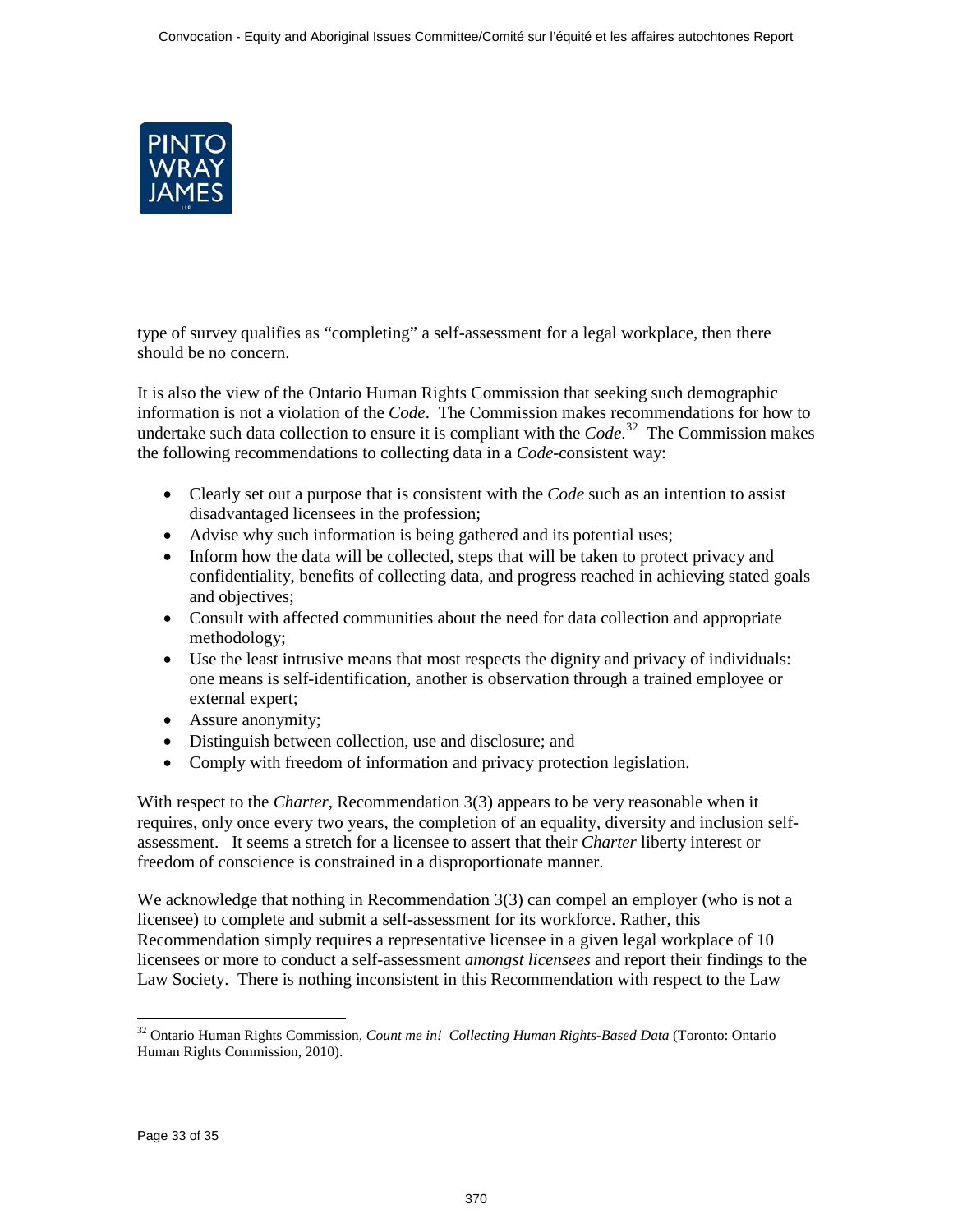type of survey qualifies as "completing" a self-assessment for a legal workplace, then there should be no concern.

It is also the view of the Ontario Human Rights Commission that seeking such demographic information is not a violation of the *Code*. The Commission makes recommendations for how to undertake such data collection to ensure it is compliant with the *Code*.[32] The Commission makes the following recommendations to collecting data in a *Code*-consistent way:

- Clearly set out a purpose that is consistent with the *Code* such as an intention to assist disadvantaged licensees in the profession;
- Advise why such information is being gathered and its potential uses;
- Inform how the data will be collected, steps that will be taken to protect privacy and confidentiality, benefits of collecting data, and progress reached in achieving stated goals and objectives;
- Consult with affected communities about the need for data collection and appropriate methodology;
- Use the least intrusive means that most respects the dignity and privacy of individuals: one means is self-identification, another is observation through a trained employee or external expert;
- Assure anonymity;
- Distinguish between collection, use and disclosure; and
- Comply with freedom of information and privacy protection legislation.

With respect to the *Charter*, Recommendation 3(3) appears to be very reasonable when it requires, only once every two years, the completion of an equality, diversity and inclusion self-assessment. It seems a stretch for a licensee to assert that their *Charter* liberty interest or freedom of conscience is constrained in a disproportionate manner.

We acknowledge that nothing in Recommendation 3(3) can compel an employer (who is not a licensee) to complete and submit a self-assessment for its workforce. Rather, this Recommendation simply requires a representative licensee in a given legal workplace of 10 licensees or more to conduct a self-assessment *amongst licensees* and report their findings to the Law Society. There is nothing inconsistent in this Recommendation with respect to the Law

[32] Ontario Human Rights Commission, *Count me in! Collecting Human Rights-Based Data* (Toronto: Ontario Human Rights Commission, 2010).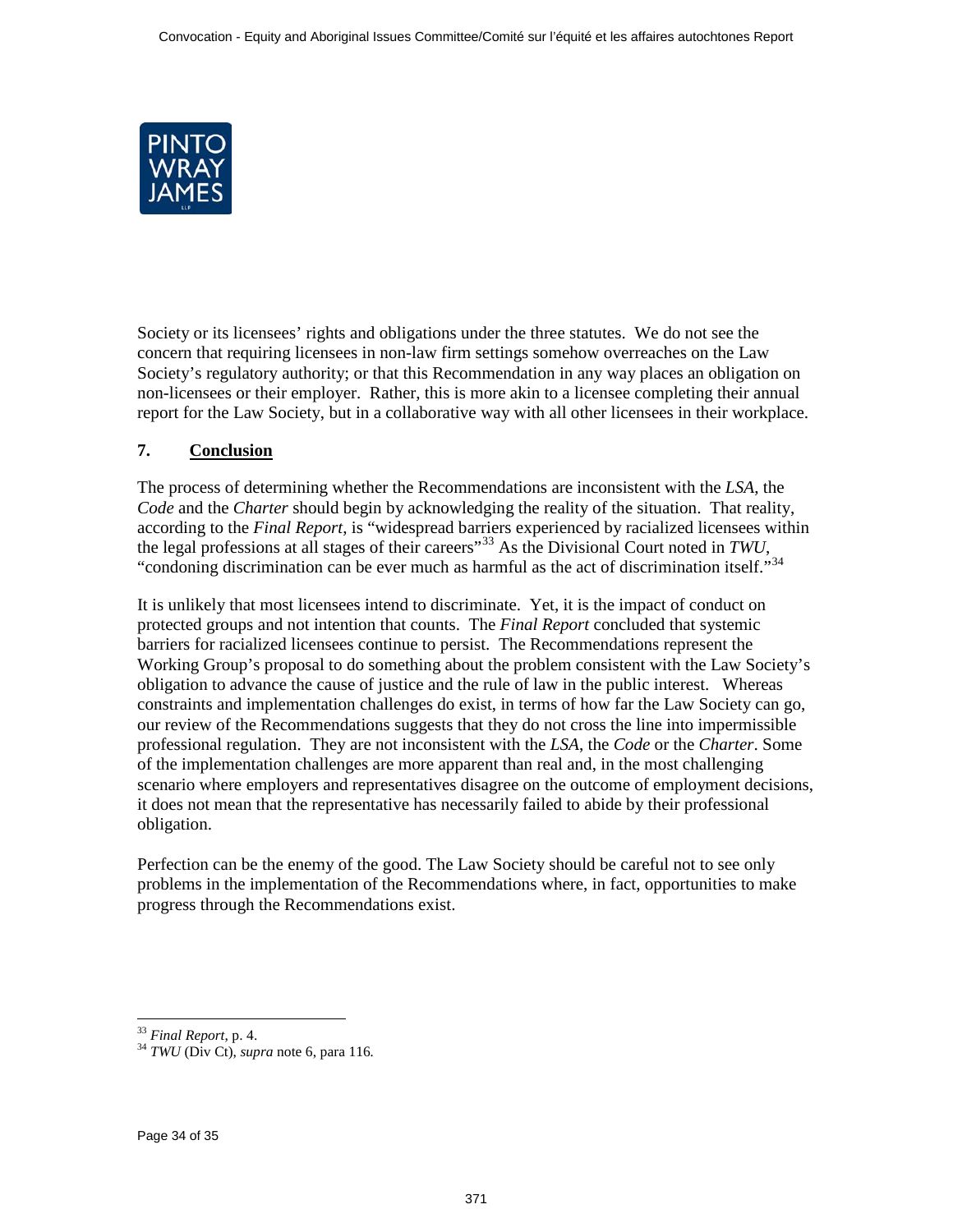Society or its licensees' rights and obligations under the three statutes. We do not see the concern that requiring licensees in non-law firm settings somehow overreaches on the Law Society's regulatory authority; or that this Recommendation in any way places an obligation on non-licensees or their employer. Rather, this is more akin to a licensee completing their annual report for the Law Society, but in a collaborative way with all other licensees in their workplace.

## 7. Conclusion

The process of determining whether the Recommendations are inconsistent with the *LSA*, the *Code* and the *Charter* should begin by acknowledging the reality of the situation. That reality, according to the *Final Report*, is "widespread barriers experienced by racialized licensees within the legal professions at all stages of their careers"[33] As the Divisional Court noted in *TWU*, "condoning discrimination can be ever much as harmful as the act of discrimination itself."[34]

It is unlikely that most licensees intend to discriminate. Yet, it is the impact of conduct on protected groups and not intention that counts. The *Final Report* concluded that systemic barriers for racialized licensees continue to persist. The Recommendations represent the Working Group's proposal to do something about the problem consistent with the Law Society's obligation to advance the cause of justice and the rule of law in the public interest. Whereas constraints and implementation challenges do exist, in terms of how far the Law Society can go, our review of the Recommendations suggests that they do not cross the line into impermissible professional regulation. They are not inconsistent with the *LSA*, the *Code* or the *Charter*. Some of the implementation challenges are more apparent than real and, in the most challenging scenario where employers and representatives disagree on the outcome of employment decisions, it does not mean that the representative has necessarily failed to abide by their professional obligation.

Perfection can be the enemy of the good. The Law Society should be careful not to see only problems in the implementation of the Recommendations where, in fact, opportunities to make progress through the Recommendations exist.

---

[33] *Final Report*, p. 4.

[34] *TWU* (Div Ct), *supra* note 6, para 116.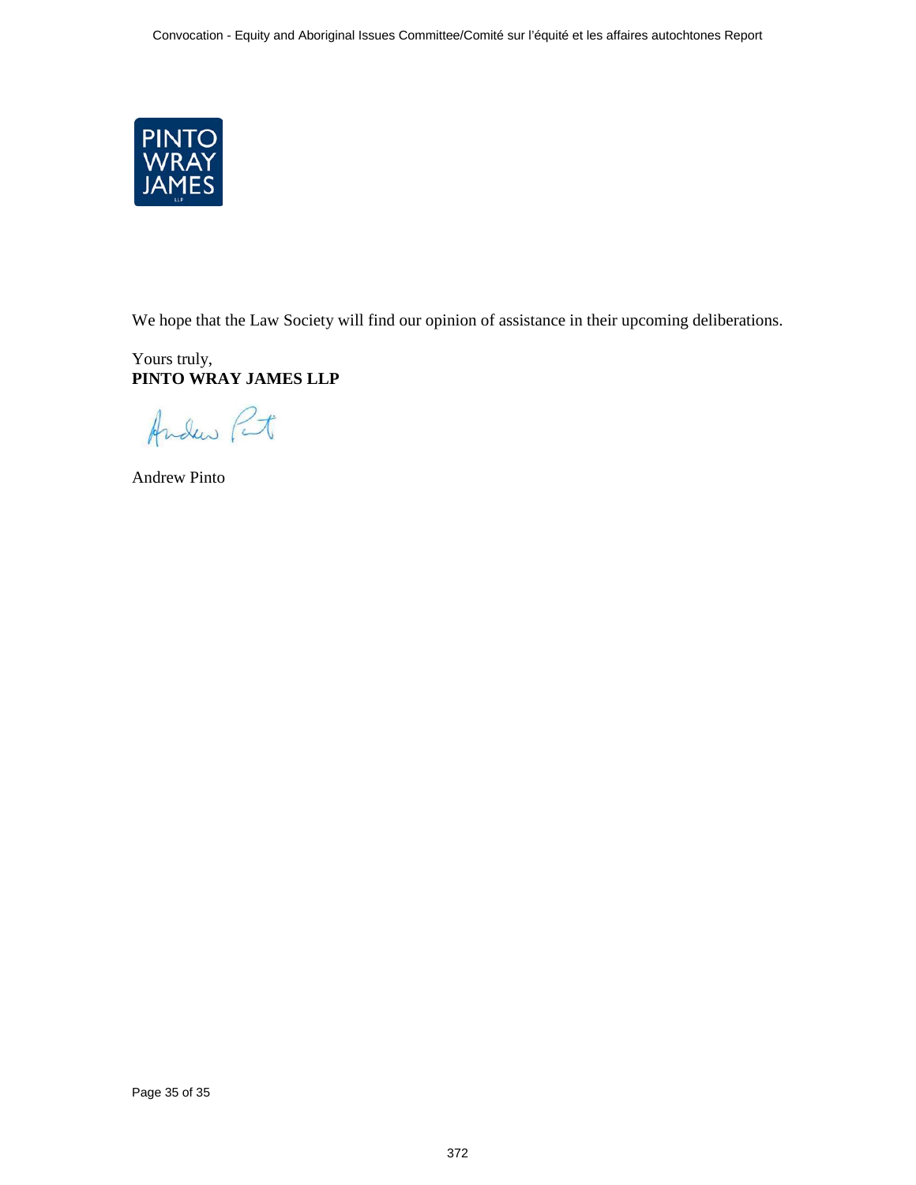PINTO WRAY JAMES LLP

We hope that the Law Society will find our opinion of assistance in their upcoming deliberations.

Yours truly,
**PINTO WRAY JAMES LLP**

Andrew Pinto